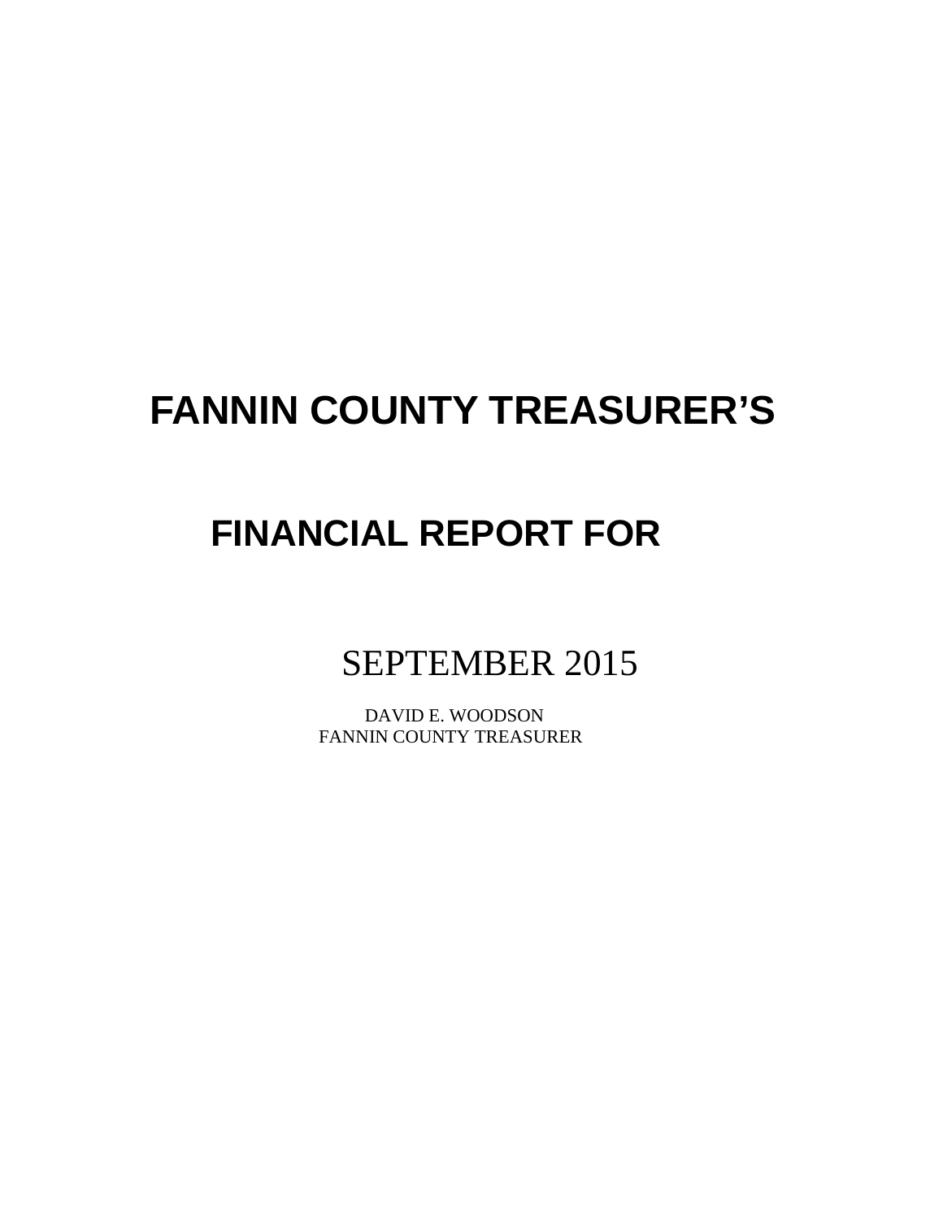# FANNIN COUNTY TREASURER'S

## FINANCIAL REPORT FOR

SEPTEMBER 2015

DAVID E. WOODSON
FANNIN COUNTY TREASURER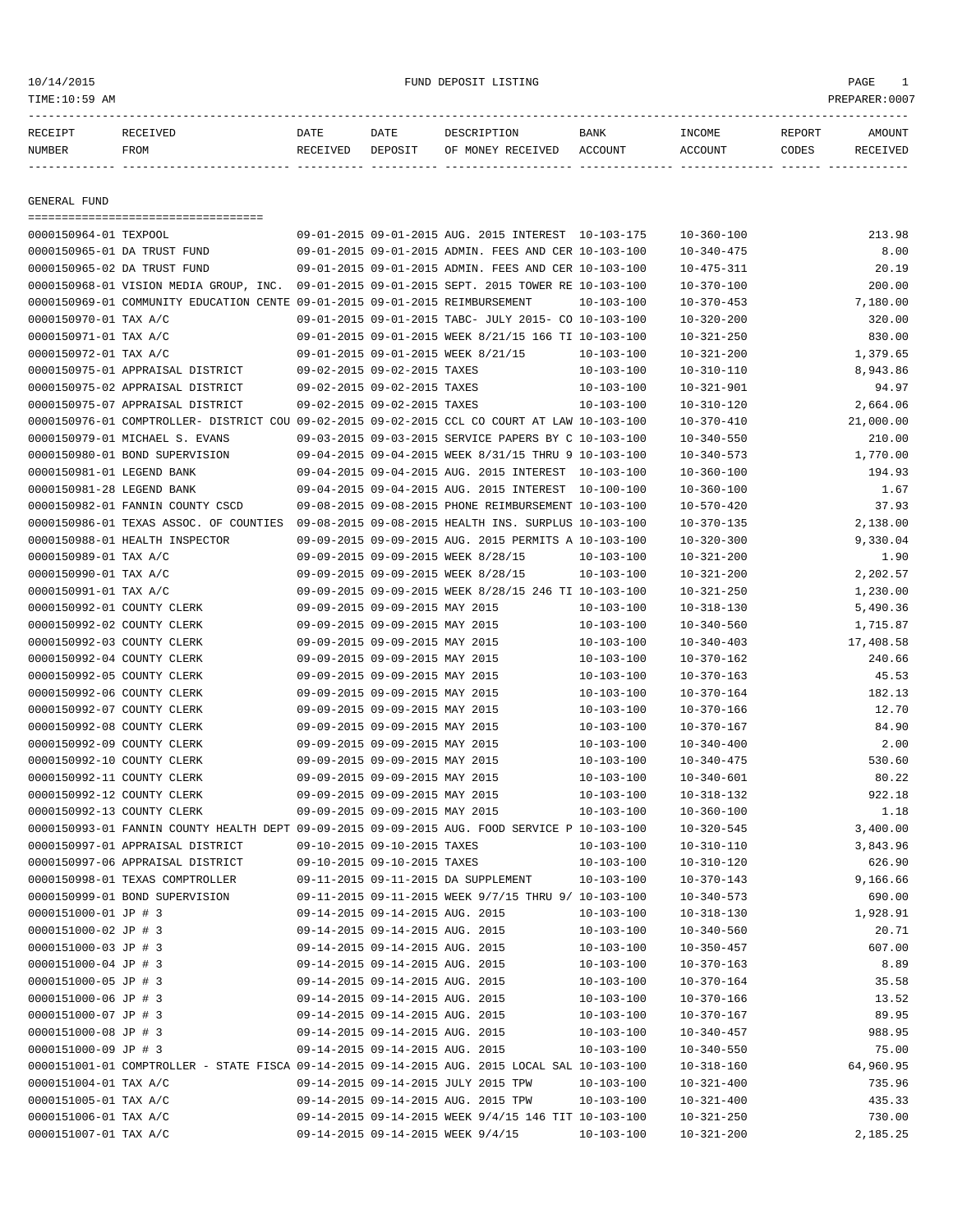FUND DEPOSIT LISTING

10/14/2015
TIME:10:59 AM
PREPARER:0007

| RECEIPT NUMBER | RECEIVED FROM | DATE RECEIVED | DATE DEPOSIT | DESCRIPTION OF MONEY RECEIVED | BANK ACCOUNT | INCOME ACCOUNT | REPORT CODES | AMOUNT RECEIVED |
|---|---|---|---|---|---|---|---|---|

## GENERAL FUND

| RECEIPT NUMBER | RECEIVED FROM | DATE RECEIVED | DATE DEPOSIT | DESCRIPTION OF MONEY RECEIVED | BANK ACCOUNT | INCOME ACCOUNT | REPORT CODES | AMOUNT RECEIVED |
|---|---|---|---|---|---|---|---|---|
| 0000150964-01 | TEXPOOL | 09-01-2015 | 09-01-2015 | AUG. 2015 INTEREST | 10-103-175 | 10-360-100 | | 213.98 |
| 0000150965-01 | DA TRUST FUND | 09-01-2015 | 09-01-2015 | ADMIN. FEES AND CER | 10-103-100 | 10-340-475 | | 8.00 |
| 0000150965-02 | DA TRUST FUND | 09-01-2015 | 09-01-2015 | ADMIN. FEES AND CER | 10-103-100 | 10-475-311 | | 20.19 |
| 0000150968-01 | VISION MEDIA GROUP, INC. | 09-01-2015 | 09-01-2015 | SEPT. 2015 TOWER RE | 10-103-100 | 10-370-100 | | 200.00 |
| 0000150969-01 | COMMUNITY EDUCATION CENTE | 09-01-2015 | 09-01-2015 | REIMBURSEMENT | 10-103-100 | 10-370-453 | | 7,180.00 |
| 0000150970-01 | TAX A/C | 09-01-2015 | 09-01-2015 | TABC- JULY 2015- CO | 10-103-100 | 10-320-200 | | 320.00 |
| 0000150971-01 | TAX A/C | 09-01-2015 | 09-01-2015 | WEEK 8/21/15 166 TI | 10-103-100 | 10-321-250 | | 830.00 |
| 0000150972-01 | TAX A/C | 09-01-2015 | 09-01-2015 | WEEK 8/21/15 | 10-103-100 | 10-321-200 | | 1,379.65 |
| 0000150975-01 | APPRAISAL DISTRICT | 09-02-2015 | 09-02-2015 | TAXES | 10-103-100 | 10-310-110 | | 8,943.86 |
| 0000150975-02 | APPRAISAL DISTRICT | 09-02-2015 | 09-02-2015 | TAXES | 10-103-100 | 10-321-901 | | 94.97 |
| 0000150975-07 | APPRAISAL DISTRICT | 09-02-2015 | 09-02-2015 | TAXES | 10-103-100 | 10-310-120 | | 2,664.06 |
| 0000150976-01 | COMPTROLLER- DISTRICT COU | 09-02-2015 | 09-02-2015 | CCL CO COURT AT LAW | 10-103-100 | 10-370-410 | | 21,000.00 |
| 0000150979-01 | MICHAEL S. EVANS | 09-03-2015 | 09-03-2015 | SERVICE PAPERS BY C | 10-103-100 | 10-340-550 | | 210.00 |
| 0000150980-01 | BOND SUPERVISION | 09-04-2015 | 09-04-2015 | WEEK 8/31/15 THRU 9 | 10-103-100 | 10-340-573 | | 1,770.00 |
| 0000150981-01 | LEGEND BANK | 09-04-2015 | 09-04-2015 | AUG. 2015 INTEREST | 10-103-100 | 10-360-100 | | 194.93 |
| 0000150981-28 | LEGEND BANK | 09-04-2015 | 09-04-2015 | AUG. 2015 INTEREST | 10-100-100 | 10-360-100 | | 1.67 |
| 0000150982-01 | FANNIN COUNTY CSCD | 09-08-2015 | 09-08-2015 | PHONE REIMBURSEMENT | 10-103-100 | 10-570-420 | | 37.93 |
| 0000150986-01 | TEXAS ASSOC. OF COUNTIES | 09-08-2015 | 09-08-2015 | HEALTH INS. SURPLUS | 10-103-100 | 10-370-135 | | 2,138.00 |
| 0000150988-01 | HEALTH INSPECTOR | 09-09-2015 | 09-09-2015 | AUG. 2015 PERMITS A | 10-103-100 | 10-320-300 | | 9,330.04 |
| 0000150989-01 | TAX A/C | 09-09-2015 | 09-09-2015 | WEEK 8/28/15 | 10-103-100 | 10-321-200 | | 1.90 |
| 0000150990-01 | TAX A/C | 09-09-2015 | 09-09-2015 | WEEK 8/28/15 | 10-103-100 | 10-321-200 | | 2,202.57 |
| 0000150991-01 | TAX A/C | 09-09-2015 | 09-09-2015 | WEEK 8/28/15 246 TI | 10-103-100 | 10-321-250 | | 1,230.00 |
| 0000150992-01 | COUNTY CLERK | 09-09-2015 | 09-09-2015 | MAY 2015 | 10-103-100 | 10-318-130 | | 5,490.36 |
| 0000150992-02 | COUNTY CLERK | 09-09-2015 | 09-09-2015 | MAY 2015 | 10-103-100 | 10-340-560 | | 1,715.87 |
| 0000150992-03 | COUNTY CLERK | 09-09-2015 | 09-09-2015 | MAY 2015 | 10-103-100 | 10-340-403 | | 17,408.58 |
| 0000150992-04 | COUNTY CLERK | 09-09-2015 | 09-09-2015 | MAY 2015 | 10-103-100 | 10-370-162 | | 240.66 |
| 0000150992-05 | COUNTY CLERK | 09-09-2015 | 09-09-2015 | MAY 2015 | 10-103-100 | 10-370-163 | | 45.53 |
| 0000150992-06 | COUNTY CLERK | 09-09-2015 | 09-09-2015 | MAY 2015 | 10-103-100 | 10-370-164 | | 182.13 |
| 0000150992-07 | COUNTY CLERK | 09-09-2015 | 09-09-2015 | MAY 2015 | 10-103-100 | 10-370-166 | | 12.70 |
| 0000150992-08 | COUNTY CLERK | 09-09-2015 | 09-09-2015 | MAY 2015 | 10-103-100 | 10-370-167 | | 84.90 |
| 0000150992-09 | COUNTY CLERK | 09-09-2015 | 09-09-2015 | MAY 2015 | 10-103-100 | 10-340-400 | | 2.00 |
| 0000150992-10 | COUNTY CLERK | 09-09-2015 | 09-09-2015 | MAY 2015 | 10-103-100 | 10-340-475 | | 530.60 |
| 0000150992-11 | COUNTY CLERK | 09-09-2015 | 09-09-2015 | MAY 2015 | 10-103-100 | 10-340-601 | | 80.22 |
| 0000150992-12 | COUNTY CLERK | 09-09-2015 | 09-09-2015 | MAY 2015 | 10-103-100 | 10-318-132 | | 922.18 |
| 0000150992-13 | COUNTY CLERK | 09-09-2015 | 09-09-2015 | MAY 2015 | 10-103-100 | 10-360-100 | | 1.18 |
| 0000150993-01 | FANNIN COUNTY HEALTH DEPT | 09-09-2015 | 09-09-2015 | AUG. FOOD SERVICE P | 10-103-100 | 10-320-545 | | 3,400.00 |
| 0000150997-01 | APPRAISAL DISTRICT | 09-10-2015 | 09-10-2015 | TAXES | 10-103-100 | 10-310-110 | | 3,843.96 |
| 0000150997-06 | APPRAISAL DISTRICT | 09-10-2015 | 09-10-2015 | TAXES | 10-103-100 | 10-310-120 | | 626.90 |
| 0000150998-01 | TEXAS COMPTROLLER | 09-11-2015 | 09-11-2015 | DA SUPPLEMENT | 10-103-100 | 10-370-143 | | 9,166.66 |
| 0000150999-01 | BOND SUPERVISION | 09-11-2015 | 09-11-2015 | WEEK 9/7/15 THRU 9/ | 10-103-100 | 10-340-573 | | 690.00 |
| 0000151000-01 | JP # 3 | 09-14-2015 | 09-14-2015 | AUG. 2015 | 10-103-100 | 10-318-130 | | 1,928.91 |
| 0000151000-02 | JP # 3 | 09-14-2015 | 09-14-2015 | AUG. 2015 | 10-103-100 | 10-340-560 | | 20.71 |
| 0000151000-03 | JP # 3 | 09-14-2015 | 09-14-2015 | AUG. 2015 | 10-103-100 | 10-350-457 | | 607.00 |
| 0000151000-04 | JP # 3 | 09-14-2015 | 09-14-2015 | AUG. 2015 | 10-103-100 | 10-370-163 | | 8.89 |
| 0000151000-05 | JP # 3 | 09-14-2015 | 09-14-2015 | AUG. 2015 | 10-103-100 | 10-370-164 | | 35.58 |
| 0000151000-06 | JP # 3 | 09-14-2015 | 09-14-2015 | AUG. 2015 | 10-103-100 | 10-370-166 | | 13.52 |
| 0000151000-07 | JP # 3 | 09-14-2015 | 09-14-2015 | AUG. 2015 | 10-103-100 | 10-370-167 | | 89.95 |
| 0000151000-08 | JP # 3 | 09-14-2015 | 09-14-2015 | AUG. 2015 | 10-103-100 | 10-340-457 | | 988.95 |
| 0000151000-09 | JP # 3 | 09-14-2015 | 09-14-2015 | AUG. 2015 | 10-103-100 | 10-340-550 | | 75.00 |
| 0000151001-01 | COMPTROLLER - STATE FISCA | 09-14-2015 | 09-14-2015 | AUG. 2015 LOCAL SAL | 10-103-100 | 10-318-160 | | 64,960.95 |
| 0000151004-01 | TAX A/C | 09-14-2015 | 09-14-2015 | JULY 2015 TPW | 10-103-100 | 10-321-400 | | 735.96 |
| 0000151005-01 | TAX A/C | 09-14-2015 | 09-14-2015 | AUG. 2015 TPW | 10-103-100 | 10-321-400 | | 435.33 |
| 0000151006-01 | TAX A/C | 09-14-2015 | 09-14-2015 | WEEK 9/4/15 146 TIT | 10-103-100 | 10-321-250 | | 730.00 |
| 0000151007-01 | TAX A/C | 09-14-2015 | 09-14-2015 | WEEK 9/4/15 | 10-103-100 | 10-321-200 | | 2,185.25 |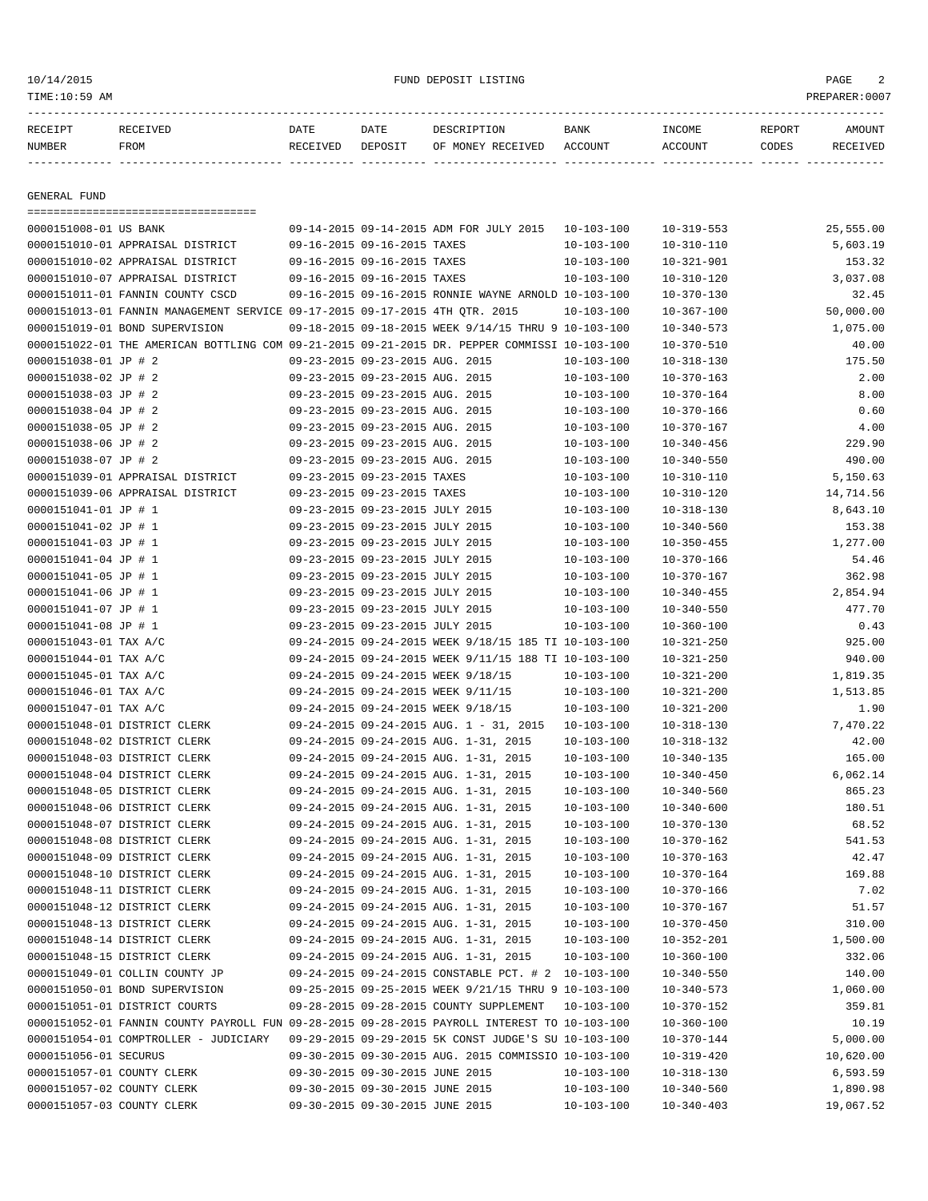## GENERAL FUND

| RECEIPT NUMBER | RECEIVED FROM | DATE RECEIVED | DATE DEPOSIT | DESCRIPTION OF MONEY RECEIVED | BANK ACCOUNT | INCOME ACCOUNT | REPORT CODES | AMOUNT RECEIVED |
|---|---|---|---|---|---|---|---|---|
| 0000151008-01 | US BANK | 09-14-2015 | 09-14-2015 | ADM FOR JULY 2015 | 10-103-100 | 10-319-553 | | 25,555.00 |
| 0000151010-01 | APPRAISAL DISTRICT | 09-16-2015 | 09-16-2015 | TAXES | 10-103-100 | 10-310-110 | | 5,603.19 |
| 0000151010-02 | APPRAISAL DISTRICT | 09-16-2015 | 09-16-2015 | TAXES | 10-103-100 | 10-321-901 | | 153.32 |
| 0000151010-07 | APPRAISAL DISTRICT | 09-16-2015 | 09-16-2015 | TAXES | 10-103-100 | 10-310-120 | | 3,037.08 |
| 0000151011-01 | FANNIN COUNTY CSCD | 09-16-2015 | 09-16-2015 | RONNIE WAYNE ARNOLD | 10-103-100 | 10-370-130 | | 32.45 |
| 0000151013-01 | FANNIN MANAGEMENT SERVICE | 09-17-2015 | 09-17-2015 | 4TH QTR. 2015 | 10-103-100 | 10-367-100 | | 50,000.00 |
| 0000151019-01 | BOND SUPERVISION | 09-18-2015 | 09-18-2015 | WEEK 9/14/15 THRU 9 | 10-103-100 | 10-340-573 | | 1,075.00 |
| 0000151022-01 | THE AMERICAN BOTTLING COM | 09-21-2015 | 09-21-2015 | DR. PEPPER COMMISSI | 10-103-100 | 10-370-510 | | 40.00 |
| 0000151038-01 | JP # 2 | 09-23-2015 | 09-23-2015 | AUG. 2015 | 10-103-100 | 10-318-130 | | 175.50 |
| 0000151038-02 | JP # 2 | 09-23-2015 | 09-23-2015 | AUG. 2015 | 10-103-100 | 10-370-163 | | 2.00 |
| 0000151038-03 | JP # 2 | 09-23-2015 | 09-23-2015 | AUG. 2015 | 10-103-100 | 10-370-164 | | 8.00 |
| 0000151038-04 | JP # 2 | 09-23-2015 | 09-23-2015 | AUG. 2015 | 10-103-100 | 10-370-166 | | 0.60 |
| 0000151038-05 | JP # 2 | 09-23-2015 | 09-23-2015 | AUG. 2015 | 10-103-100 | 10-370-167 | | 4.00 |
| 0000151038-06 | JP # 2 | 09-23-2015 | 09-23-2015 | AUG. 2015 | 10-103-100 | 10-340-456 | | 229.90 |
| 0000151038-07 | JP # 2 | 09-23-2015 | 09-23-2015 | AUG. 2015 | 10-103-100 | 10-340-550 | | 490.00 |
| 0000151039-01 | APPRAISAL DISTRICT | 09-23-2015 | 09-23-2015 | TAXES | 10-103-100 | 10-310-110 | | 5,150.63 |
| 0000151039-06 | APPRAISAL DISTRICT | 09-23-2015 | 09-23-2015 | TAXES | 10-103-100 | 10-310-120 | | 14,714.56 |
| 0000151041-01 | JP # 1 | 09-23-2015 | 09-23-2015 | JULY 2015 | 10-103-100 | 10-318-130 | | 8,643.10 |
| 0000151041-02 | JP # 1 | 09-23-2015 | 09-23-2015 | JULY 2015 | 10-103-100 | 10-340-560 | | 153.38 |
| 0000151041-03 | JP # 1 | 09-23-2015 | 09-23-2015 | JULY 2015 | 10-103-100 | 10-350-455 | | 1,277.00 |
| 0000151041-04 | JP # 1 | 09-23-2015 | 09-23-2015 | JULY 2015 | 10-103-100 | 10-370-166 | | 54.46 |
| 0000151041-05 | JP # 1 | 09-23-2015 | 09-23-2015 | JULY 2015 | 10-103-100 | 10-370-167 | | 362.98 |
| 0000151041-06 | JP # 1 | 09-23-2015 | 09-23-2015 | JULY 2015 | 10-103-100 | 10-340-455 | | 2,854.94 |
| 0000151041-07 | JP # 1 | 09-23-2015 | 09-23-2015 | JULY 2015 | 10-103-100 | 10-340-550 | | 477.70 |
| 0000151041-08 | JP # 1 | 09-23-2015 | 09-23-2015 | JULY 2015 | 10-103-100 | 10-360-100 | | 0.43 |
| 0000151043-01 | TAX A/C | 09-24-2015 | 09-24-2015 | WEEK 9/18/15 185 TI | 10-103-100 | 10-321-250 | | 925.00 |
| 0000151044-01 | TAX A/C | 09-24-2015 | 09-24-2015 | WEEK 9/11/15 188 TI | 10-103-100 | 10-321-250 | | 940.00 |
| 0000151045-01 | TAX A/C | 09-24-2015 | 09-24-2015 | WEEK 9/18/15 | 10-103-100 | 10-321-200 | | 1,819.35 |
| 0000151046-01 | TAX A/C | 09-24-2015 | 09-24-2015 | WEEK 9/11/15 | 10-103-100 | 10-321-200 | | 1,513.85 |
| 0000151047-01 | TAX A/C | 09-24-2015 | 09-24-2015 | WEEK 9/18/15 | 10-103-100 | 10-321-200 | | 1.90 |
| 0000151048-01 | DISTRICT CLERK | 09-24-2015 | 09-24-2015 | AUG. 1 - 31, 2015 | 10-103-100 | 10-318-130 | | 7,470.22 |
| 0000151048-02 | DISTRICT CLERK | 09-24-2015 | 09-24-2015 | AUG. 1-31, 2015 | 10-103-100 | 10-318-132 | | 42.00 |
| 0000151048-03 | DISTRICT CLERK | 09-24-2015 | 09-24-2015 | AUG. 1-31, 2015 | 10-103-100 | 10-340-135 | | 165.00 |
| 0000151048-04 | DISTRICT CLERK | 09-24-2015 | 09-24-2015 | AUG. 1-31, 2015 | 10-103-100 | 10-340-450 | | 6,062.14 |
| 0000151048-05 | DISTRICT CLERK | 09-24-2015 | 09-24-2015 | AUG. 1-31, 2015 | 10-103-100 | 10-340-560 | | 865.23 |
| 0000151048-06 | DISTRICT CLERK | 09-24-2015 | 09-24-2015 | AUG. 1-31, 2015 | 10-103-100 | 10-340-600 | | 180.51 |
| 0000151048-07 | DISTRICT CLERK | 09-24-2015 | 09-24-2015 | AUG. 1-31, 2015 | 10-103-100 | 10-370-130 | | 68.52 |
| 0000151048-08 | DISTRICT CLERK | 09-24-2015 | 09-24-2015 | AUG. 1-31, 2015 | 10-103-100 | 10-370-162 | | 541.53 |
| 0000151048-09 | DISTRICT CLERK | 09-24-2015 | 09-24-2015 | AUG. 1-31, 2015 | 10-103-100 | 10-370-163 | | 42.47 |
| 0000151048-10 | DISTRICT CLERK | 09-24-2015 | 09-24-2015 | AUG. 1-31, 2015 | 10-103-100 | 10-370-164 | | 169.88 |
| 0000151048-11 | DISTRICT CLERK | 09-24-2015 | 09-24-2015 | AUG. 1-31, 2015 | 10-103-100 | 10-370-166 | | 7.02 |
| 0000151048-12 | DISTRICT CLERK | 09-24-2015 | 09-24-2015 | AUG. 1-31, 2015 | 10-103-100 | 10-370-167 | | 51.57 |
| 0000151048-13 | DISTRICT CLERK | 09-24-2015 | 09-24-2015 | AUG. 1-31, 2015 | 10-103-100 | 10-370-450 | | 310.00 |
| 0000151048-14 | DISTRICT CLERK | 09-24-2015 | 09-24-2015 | AUG. 1-31, 2015 | 10-103-100 | 10-352-201 | | 1,500.00 |
| 0000151048-15 | DISTRICT CLERK | 09-24-2015 | 09-24-2015 | AUG. 1-31, 2015 | 10-103-100 | 10-360-100 | | 332.06 |
| 0000151049-01 | COLLIN COUNTY JP | 09-24-2015 | 09-24-2015 | CONSTABLE PCT. # 2 | 10-103-100 | 10-340-550 | | 140.00 |
| 0000151050-01 | BOND SUPERVISION | 09-25-2015 | 09-25-2015 | WEEK 9/21/15 THRU 9 | 10-103-100 | 10-340-573 | | 1,060.00 |
| 0000151051-01 | DISTRICT COURTS | 09-28-2015 | 09-28-2015 | COUNTY SUPPLEMENT | 10-103-100 | 10-370-152 | | 359.81 |
| 0000151052-01 | FANNIN COUNTY PAYROLL FUN | 09-28-2015 | 09-28-2015 | PAYROLL INTEREST TO | 10-103-100 | 10-360-100 | | 10.19 |
| 0000151054-01 | COMPTROLLER - JUDICIARY | 09-29-2015 | 09-29-2015 | 5K CONST JUDGE'S SU | 10-103-100 | 10-370-144 | | 5,000.00 |
| 0000151056-01 | SECURUS | 09-30-2015 | 09-30-2015 | AUG. 2015 COMMISSIO | 10-103-100 | 10-319-420 | | 10,620.00 |
| 0000151057-01 | COUNTY CLERK | 09-30-2015 | 09-30-2015 | JUNE 2015 | 10-103-100 | 10-318-130 | | 6,593.59 |
| 0000151057-02 | COUNTY CLERK | 09-30-2015 | 09-30-2015 | JUNE 2015 | 10-103-100 | 10-340-560 | | 1,890.98 |
| 0000151057-03 | COUNTY CLERK | 09-30-2015 | 09-30-2015 | JUNE 2015 | 10-103-100 | 10-340-403 | | 19,067.52 |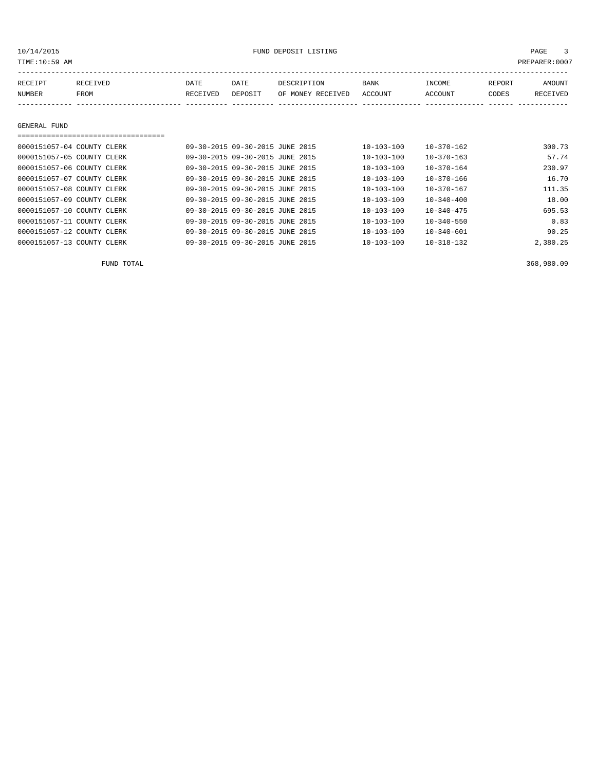## GENERAL FUND

| RECEIPT NUMBER | RECEIVED FROM | DATE RECEIVED | DATE DEPOSIT | DESCRIPTION OF MONEY RECEIVED | BANK ACCOUNT | INCOME ACCOUNT | REPORT CODES | AMOUNT RECEIVED |
|---|---|---|---|---|---|---|---|---|
| 0000151057-04 | COUNTY CLERK | 09-30-2015 | 09-30-2015 | JUNE 2015 | 10-103-100 | 10-370-162 | | 300.73 |
| 0000151057-05 | COUNTY CLERK | 09-30-2015 | 09-30-2015 | JUNE 2015 | 10-103-100 | 10-370-163 | | 57.74 |
| 0000151057-06 | COUNTY CLERK | 09-30-2015 | 09-30-2015 | JUNE 2015 | 10-103-100 | 10-370-164 | | 230.97 |
| 0000151057-07 | COUNTY CLERK | 09-30-2015 | 09-30-2015 | JUNE 2015 | 10-103-100 | 10-370-166 | | 16.70 |
| 0000151057-08 | COUNTY CLERK | 09-30-2015 | 09-30-2015 | JUNE 2015 | 10-103-100 | 10-370-167 | | 111.35 |
| 0000151057-09 | COUNTY CLERK | 09-30-2015 | 09-30-2015 | JUNE 2015 | 10-103-100 | 10-340-400 | | 18.00 |
| 0000151057-10 | COUNTY CLERK | 09-30-2015 | 09-30-2015 | JUNE 2015 | 10-103-100 | 10-340-475 | | 695.53 |
| 0000151057-11 | COUNTY CLERK | 09-30-2015 | 09-30-2015 | JUNE 2015 | 10-103-100 | 10-340-550 | | 0.83 |
| 0000151057-12 | COUNTY CLERK | 09-30-2015 | 09-30-2015 | JUNE 2015 | 10-103-100 | 10-340-601 | | 90.25 |
| 0000151057-13 | COUNTY CLERK | 09-30-2015 | 09-30-2015 | JUNE 2015 | 10-103-100 | 10-318-132 | | 2,380.25 |

FUND TOTAL 368,980.09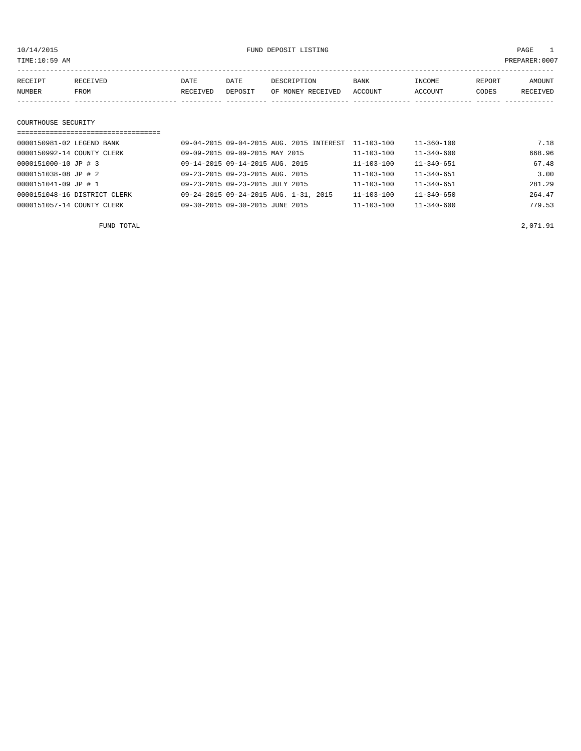10/14/2015 FUND DEPOSIT LISTING

TIME:10:59 AM PREPARER:0007

| RECEIPT NUMBER | RECEIVED FROM | DATE RECEIVED | DATE DEPOSIT | DESCRIPTION OF MONEY RECEIVED | BANK ACCOUNT | INCOME ACCOUNT | REPORT CODES | AMOUNT RECEIVED |
|---|---|---|---|---|---|---|---|---|

## COURTHOUSE SECURITY

| RECEIPT NUMBER | RECEIVED FROM | DATE RECEIVED | DATE DEPOSIT | DESCRIPTION OF MONEY RECEIVED | BANK ACCOUNT | INCOME ACCOUNT | REPORT CODES | AMOUNT RECEIVED |
|---|---|---|---|---|---|---|---|---|
| 0000150981-02 | LEGEND BANK | 09-04-2015 | 09-04-2015 | AUG. 2015 INTEREST | 11-103-100 | 11-360-100 | | 7.18 |
| 0000150992-14 | COUNTY CLERK | 09-09-2015 | 09-09-2015 | MAY 2015 | 11-103-100 | 11-340-600 | | 668.96 |
| 0000151000-10 | JP # 3 | 09-14-2015 | 09-14-2015 | AUG. 2015 | 11-103-100 | 11-340-651 | | 67.48 |
| 0000151038-08 | JP # 2 | 09-23-2015 | 09-23-2015 | AUG. 2015 | 11-103-100 | 11-340-651 | | 3.00 |
| 0000151041-09 | JP # 1 | 09-23-2015 | 09-23-2015 | JULY 2015 | 11-103-100 | 11-340-651 | | 281.29 |
| 0000151048-16 | DISTRICT CLERK | 09-24-2015 | 09-24-2015 | AUG. 1-31, 2015 | 11-103-100 | 11-340-650 | | 264.47 |
| 0000151057-14 | COUNTY CLERK | 09-30-2015 | 09-30-2015 | JUNE 2015 | 11-103-100 | 11-340-600 | | 779.53 |
| | FUND TOTAL | | | | | | | 2,071.91 |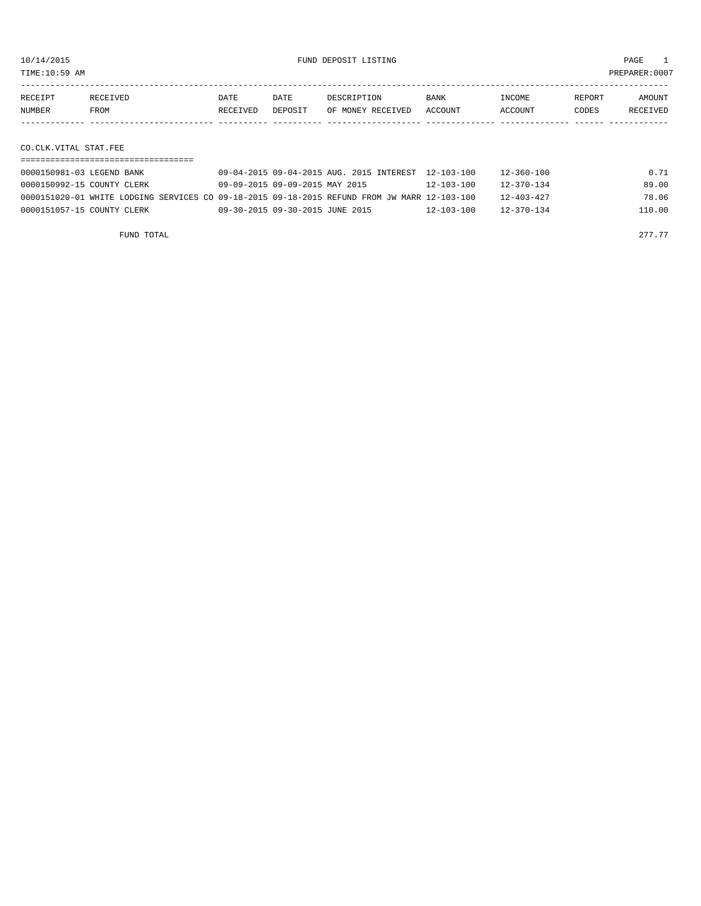FUND DEPOSIT LISTING

TIME:10:59 AM PREPARER:0007

10/14/2015

| RECEIPT NUMBER | RECEIVED FROM | DATE RECEIVED | DATE DEPOSIT | DESCRIPTION OF MONEY RECEIVED | BANK ACCOUNT | INCOME ACCOUNT | REPORT CODES | AMOUNT RECEIVED |
|---|---|---|---|---|---|---|---|---|

## CO.CLK.VITAL STAT.FEE

| RECEIPT NUMBER | RECEIVED FROM | DATE RECEIVED | DATE DEPOSIT | DESCRIPTION OF MONEY RECEIVED | BANK ACCOUNT | INCOME ACCOUNT | REPORT CODES | AMOUNT RECEIVED |
|---|---|---|---|---|---|---|---|---|
| 0000150981-03 | LEGEND BANK | 09-04-2015 | 09-04-2015 | AUG. 2015 INTEREST | 12-103-100 | 12-360-100 | | 0.71 |
| 0000150992-15 | COUNTY CLERK | 09-09-2015 | 09-09-2015 | MAY 2015 | 12-103-100 | 12-370-134 | | 89.00 |
| 0000151020-01 | WHITE LODGING SERVICES CO | 09-18-2015 | 09-18-2015 | REFUND FROM JW MARR | 12-103-100 | 12-403-427 | | 78.06 |
| 0000151057-15 | COUNTY CLERK | 09-30-2015 | 09-30-2015 | JUNE 2015 | 12-103-100 | 12-370-134 | | 110.00 |
| | FUND TOTAL | | | | | | | 277.77 |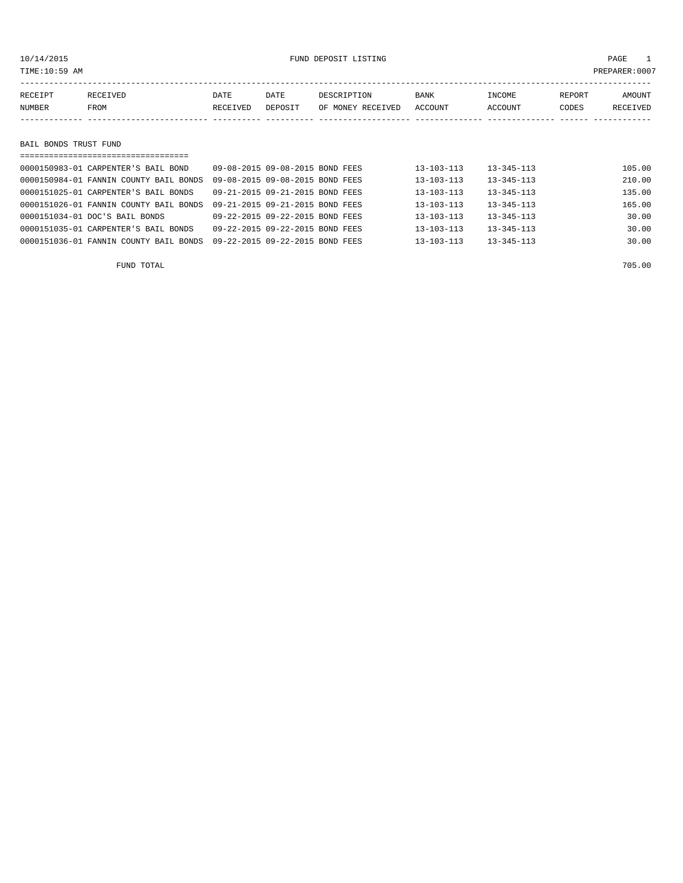10/14/2015 FUND DEPOSIT LISTING PAGE 1

TIME:10:59 AM PREPARER:0007

| RECEIPT NUMBER | RECEIVED FROM | DATE RECEIVED | DATE DEPOSIT | DESCRIPTION OF MONEY RECEIVED | BANK ACCOUNT | INCOME ACCOUNT | REPORT CODES | AMOUNT RECEIVED |
|---|---|---|---|---|---|---|---|---|

## BAIL BONDS TRUST FUND

| RECEIPT NUMBER | RECEIVED FROM | DATE RECEIVED | DATE DEPOSIT | DESCRIPTION OF MONEY RECEIVED | BANK ACCOUNT | INCOME ACCOUNT | REPORT CODES | AMOUNT RECEIVED |
|---|---|---|---|---|---|---|---|---|
| 0000150983-01 | CARPENTER'S BAIL BOND | 09-08-2015 | 09-08-2015 | BOND FEES | 13-103-113 | 13-345-113 | | 105.00 |
| 0000150984-01 | FANNIN COUNTY BAIL BONDS | 09-08-2015 | 09-08-2015 | BOND FEES | 13-103-113 | 13-345-113 | | 210.00 |
| 0000151025-01 | CARPENTER'S BAIL BONDS | 09-21-2015 | 09-21-2015 | BOND FEES | 13-103-113 | 13-345-113 | | 135.00 |
| 0000151026-01 | FANNIN COUNTY BAIL BONDS | 09-21-2015 | 09-21-2015 | BOND FEES | 13-103-113 | 13-345-113 | | 165.00 |
| 0000151034-01 | DOC'S BAIL BONDS | 09-22-2015 | 09-22-2015 | BOND FEES | 13-103-113 | 13-345-113 | | 30.00 |
| 0000151035-01 | CARPENTER'S BAIL BONDS | 09-22-2015 | 09-22-2015 | BOND FEES | 13-103-113 | 13-345-113 | | 30.00 |
| 0000151036-01 | FANNIN COUNTY BAIL BONDS | 09-22-2015 | 09-22-2015 | BOND FEES | 13-103-113 | 13-345-113 | | 30.00 |

FUND TOTAL 705.00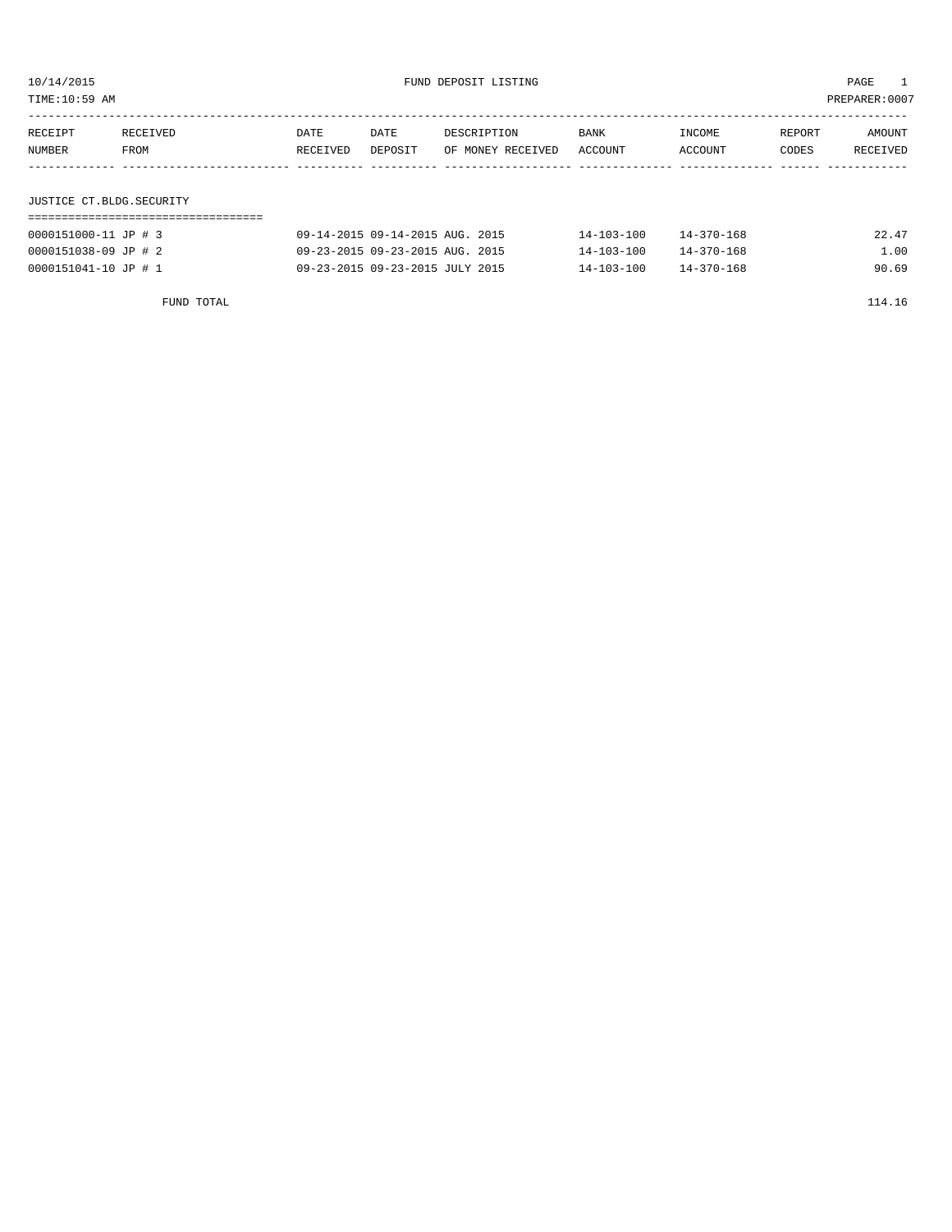10/14/2015 FUND DEPOSIT LISTING

TIME:10:59 AM PREPARER:0007

| RECEIPT NUMBER | RECEIVED FROM | DATE RECEIVED | DATE DEPOSIT | DESCRIPTION OF MONEY RECEIVED | BANK ACCOUNT | INCOME ACCOUNT | REPORT CODES | AMOUNT RECEIVED |
|---|---|---|---|---|---|---|---|---|
| **JUSTICE CT.BLDG.SECURITY** | | | | | | | | |
| 0000151000-11 | JP # 3 | 09-14-2015 | 09-14-2015 | AUG. 2015 | 14-103-100 | 14-370-168 | | 22.47 |
| 0000151038-09 | JP # 2 | 09-23-2015 | 09-23-2015 | AUG. 2015 | 14-103-100 | 14-370-168 | | 1.00 |
| 0000151041-10 | JP # 1 | 09-23-2015 | 09-23-2015 | JULY 2015 | 14-103-100 | 14-370-168 | | 90.69 |
| | FUND TOTAL | | | | | | | 114.16 |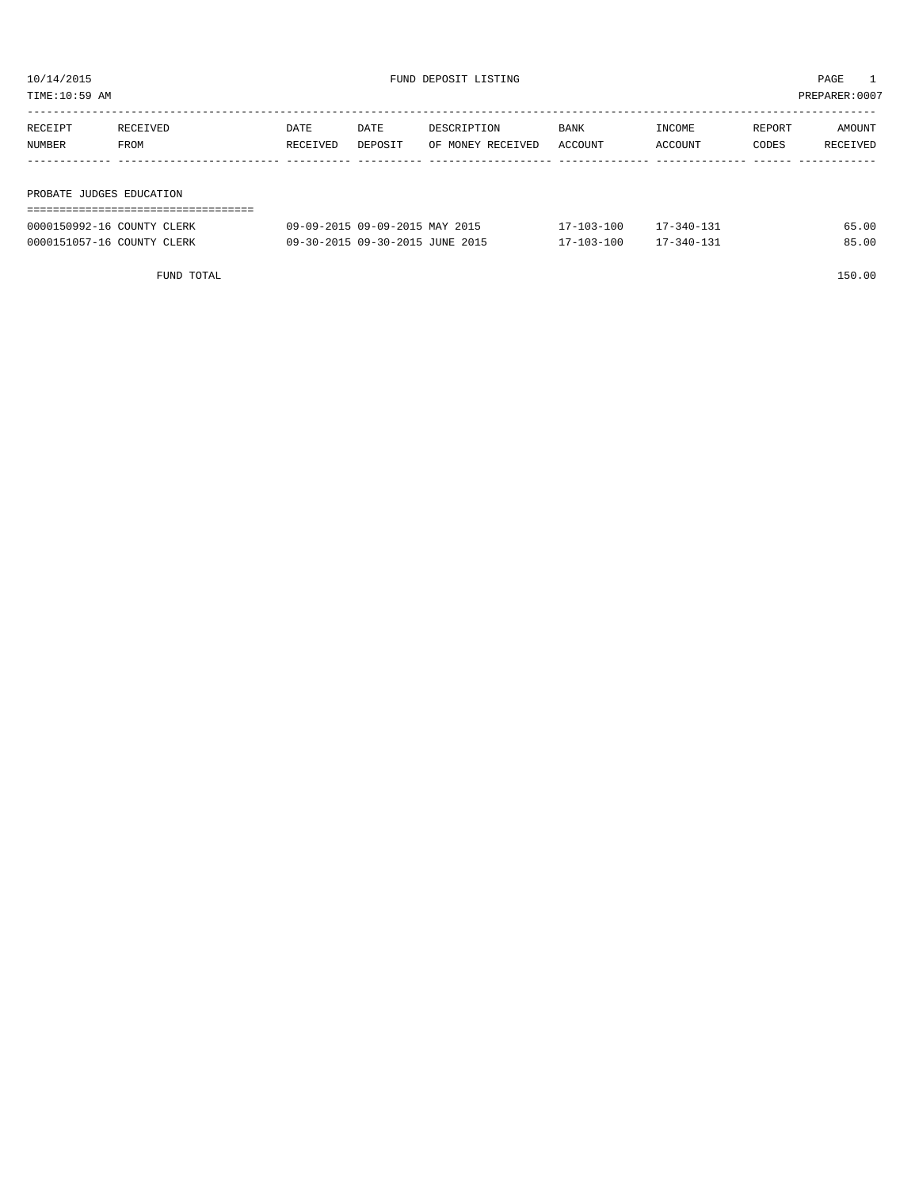10/14/2015 FUND DEPOSIT LISTING

TIME:10:59 AM PREPARER:0007

| RECEIPT NUMBER | RECEIVED FROM | DATE RECEIVED | DATE DEPOSIT | DESCRIPTION OF MONEY RECEIVED | BANK ACCOUNT | INCOME ACCOUNT | REPORT CODES | AMOUNT RECEIVED |
|---|---|---|---|---|---|---|---|---|
| **PROBATE JUDGES EDUCATION** | | | | | | | | |
| 0000150992-16 | COUNTY CLERK | 09-09-2015 | 09-09-2015 | MAY 2015 | 17-103-100 | 17-340-131 | | 65.00 |
| 0000151057-16 | COUNTY CLERK | 09-30-2015 | 09-30-2015 | JUNE 2015 | 17-103-100 | 17-340-131 | | 85.00 |
| | FUND TOTAL | | | | | | | 150.00 |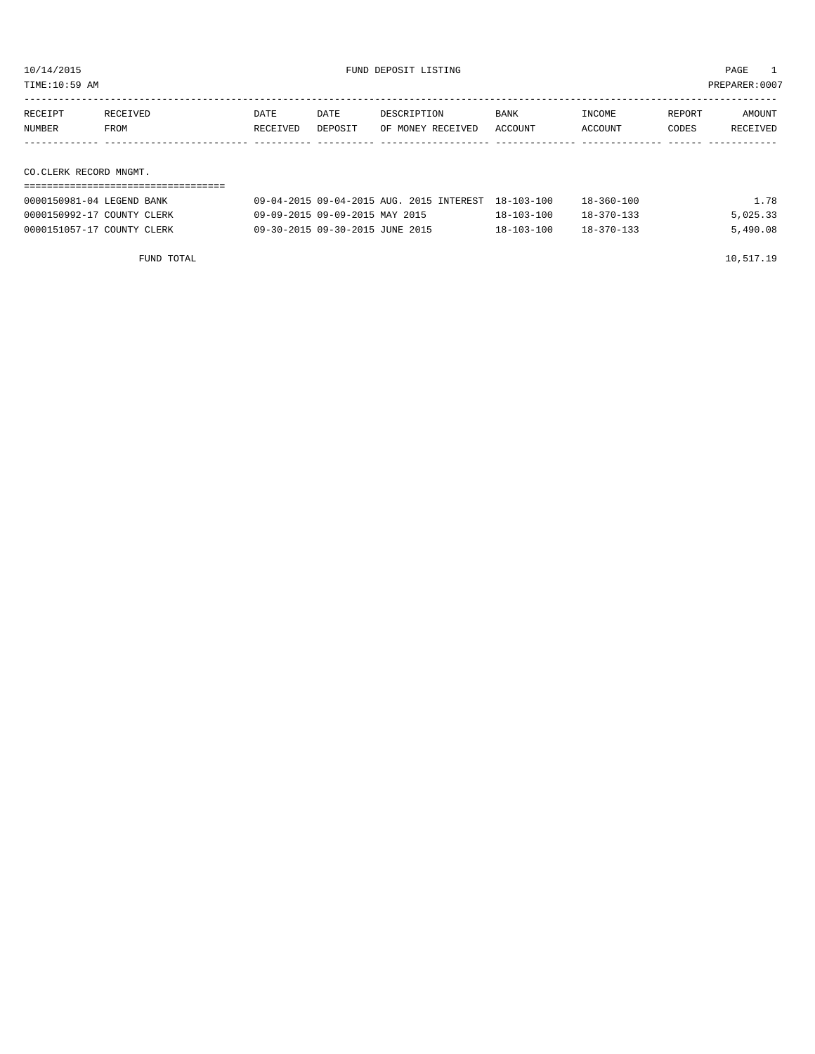10/14/2015 FUND DEPOSIT LISTING PAGE 1

TIME:10:59 AM PREPARER:0007

| RECEIPT NUMBER | RECEIVED FROM | DATE RECEIVED | DATE DEPOSIT | DESCRIPTION OF MONEY RECEIVED | BANK ACCOUNT | INCOME ACCOUNT | REPORT CODES | AMOUNT RECEIVED |
|---|---|---|---|---|---|---|---|---|
| **CO.CLERK RECORD MNGMT.** | | | | | | | | |
| 0000150981-04 | LEGEND BANK | 09-04-2015 | 09-04-2015 | AUG. 2015 INTEREST | 18-103-100 | 18-360-100 | | 1.78 |
| 0000150992-17 | COUNTY CLERK | 09-09-2015 | 09-09-2015 | MAY 2015 | 18-103-100 | 18-370-133 | | 5,025.33 |
| 0000151057-17 | COUNTY CLERK | 09-30-2015 | 09-30-2015 | JUNE 2015 | 18-103-100 | 18-370-133 | | 5,490.08 |
| | FUND TOTAL | | | | | | | 10,517.19 |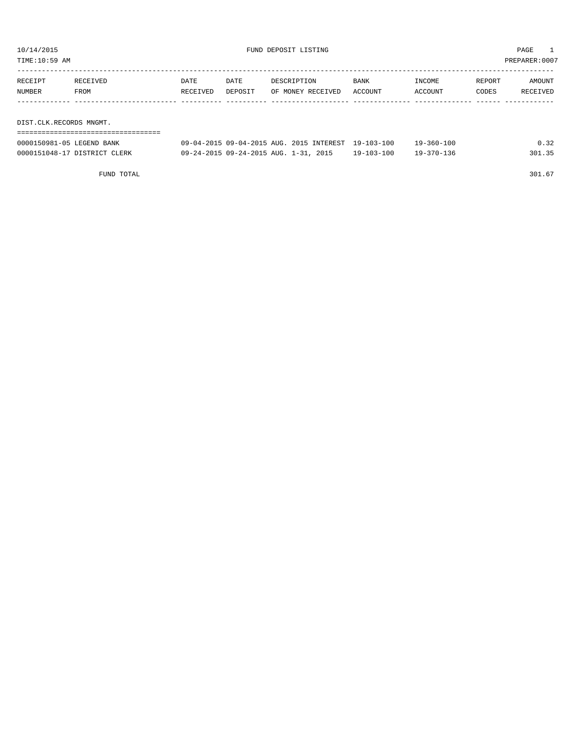10/14/2015 FUND DEPOSIT LISTING

TIME:10:59 AM PREPARER:0007

| RECEIPT NUMBER | RECEIVED FROM | DATE RECEIVED | DATE DEPOSIT | DESCRIPTION OF MONEY RECEIVED | BANK ACCOUNT | INCOME ACCOUNT | REPORT CODES | AMOUNT RECEIVED |
|---|---|---|---|---|---|---|---|---|
| **DIST.CLK.RECORDS MNGMT.** | | | | | | | | |
| 0000150981-05 | LEGEND BANK | 09-04-2015 | 09-04-2015 | AUG. 2015 INTEREST | 19-103-100 | 19-360-100 | | 0.32 |
| 0000151048-17 | DISTRICT CLERK | 09-24-2015 | 09-24-2015 | AUG. 1-31, 2015 | 19-103-100 | 19-370-136 | | 301.35 |
| | FUND TOTAL | | | | | | | 301.67 |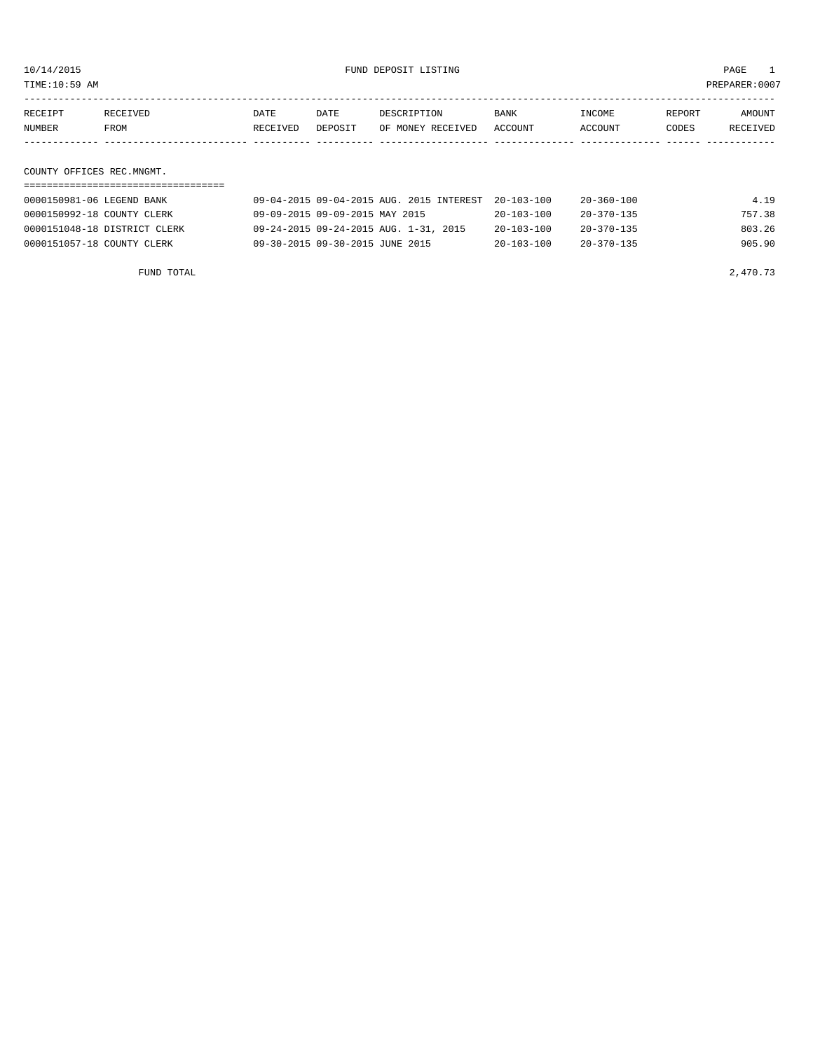10/14/2015 FUND DEPOSIT LISTING

TIME:10:59 AM PREPARER:0007

| RECEIPT NUMBER | RECEIVED FROM | DATE RECEIVED | DATE DEPOSIT | DESCRIPTION OF MONEY RECEIVED | BANK ACCOUNT | INCOME ACCOUNT | REPORT CODES | AMOUNT RECEIVED |
|---|---|---|---|---|---|---|---|---|

COUNTY OFFICES REC.MNGMT.

| RECEIPT NUMBER | RECEIVED FROM | DATE RECEIVED | DATE DEPOSIT | DESCRIPTION OF MONEY RECEIVED | BANK ACCOUNT | INCOME ACCOUNT | REPORT CODES | AMOUNT RECEIVED |
|---|---|---|---|---|---|---|---|---|
| 0000150981-06 | LEGEND BANK | 09-04-2015 | 09-04-2015 | AUG. 2015 INTEREST | 20-103-100 | 20-360-100 | | 4.19 |
| 0000150992-18 | COUNTY CLERK | 09-09-2015 | 09-09-2015 | MAY 2015 | 20-103-100 | 20-370-135 | | 757.38 |
| 0000151048-18 | DISTRICT CLERK | 09-24-2015 | 09-24-2015 | AUG. 1-31, 2015 | 20-103-100 | 20-370-135 | | 803.26 |
| 0000151057-18 | COUNTY CLERK | 09-30-2015 | 09-30-2015 | JUNE 2015 | 20-103-100 | 20-370-135 | | 905.90 |
| | FUND TOTAL | | | | | | | 2,470.73 |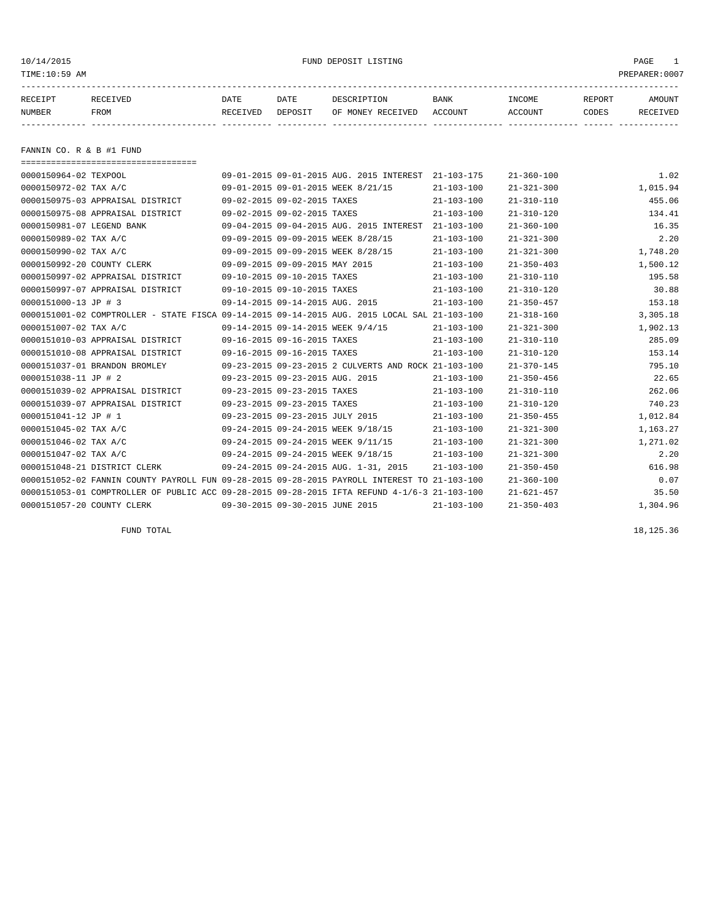10/14/2015 FUND DEPOSIT LISTING

TIME:10:59 AM PREPARER:0007

| RECEIPT NUMBER | RECEIVED FROM | DATE RECEIVED | DATE DEPOSIT | DESCRIPTION OF MONEY RECEIVED | BANK ACCOUNT | INCOME ACCOUNT | REPORT CODES | AMOUNT RECEIVED |
|---|---|---|---|---|---|---|---|---|

## FANNIN CO. R & B #1 FUND

| RECEIPT NUMBER | RECEIVED FROM | DATE RECEIVED | DATE DEPOSIT | DESCRIPTION OF MONEY RECEIVED | BANK ACCOUNT | INCOME ACCOUNT | REPORT CODES | AMOUNT RECEIVED |
|---|---|---|---|---|---|---|---|---|
| 0000150964-02 | TEXPOOL | 09-01-2015 | 09-01-2015 | AUG. 2015 INTEREST | 21-103-175 | 21-360-100 | | 1.02 |
| 0000150972-02 | TAX A/C | 09-01-2015 | 09-01-2015 | WEEK 8/21/15 | 21-103-100 | 21-321-300 | | 1,015.94 |
| 0000150975-03 | APPRAISAL DISTRICT | 09-02-2015 | 09-02-2015 | TAXES | 21-103-100 | 21-310-110 | | 455.06 |
| 0000150975-08 | APPRAISAL DISTRICT | 09-02-2015 | 09-02-2015 | TAXES | 21-103-100 | 21-310-120 | | 134.41 |
| 0000150981-07 | LEGEND BANK | 09-04-2015 | 09-04-2015 | AUG. 2015 INTEREST | 21-103-100 | 21-360-100 | | 16.35 |
| 0000150989-02 | TAX A/C | 09-09-2015 | 09-09-2015 | WEEK 8/28/15 | 21-103-100 | 21-321-300 | | 2.20 |
| 0000150990-02 | TAX A/C | 09-09-2015 | 09-09-2015 | WEEK 8/28/15 | 21-103-100 | 21-321-300 | | 1,748.20 |
| 0000150992-20 | COUNTY CLERK | 09-09-2015 | 09-09-2015 | MAY 2015 | 21-103-100 | 21-350-403 | | 1,500.12 |
| 0000150997-02 | APPRAISAL DISTRICT | 09-10-2015 | 09-10-2015 | TAXES | 21-103-100 | 21-310-110 | | 195.58 |
| 0000150997-07 | APPRAISAL DISTRICT | 09-10-2015 | 09-10-2015 | TAXES | 21-103-100 | 21-310-120 | | 30.88 |
| 0000151000-13 | JP # 3 | 09-14-2015 | 09-14-2015 | AUG. 2015 | 21-103-100 | 21-350-457 | | 153.18 |
| 0000151001-02 | COMPTROLLER - STATE FISCA | 09-14-2015 | 09-14-2015 | AUG. 2015 LOCAL SAL | 21-103-100 | 21-318-160 | | 3,305.18 |
| 0000151007-02 | TAX A/C | 09-14-2015 | 09-14-2015 | WEEK 9/4/15 | 21-103-100 | 21-321-300 | | 1,902.13 |
| 0000151010-03 | APPRAISAL DISTRICT | 09-16-2015 | 09-16-2015 | TAXES | 21-103-100 | 21-310-110 | | 285.09 |
| 0000151010-08 | APPRAISAL DISTRICT | 09-16-2015 | 09-16-2015 | TAXES | 21-103-100 | 21-310-120 | | 153.14 |
| 0000151037-01 | BRANDON BROMLEY | 09-23-2015 | 09-23-2015 | 2 CULVERTS AND ROCK | 21-103-100 | 21-370-145 | | 795.10 |
| 0000151038-11 | JP # 2 | 09-23-2015 | 09-23-2015 | AUG. 2015 | 21-103-100 | 21-350-456 | | 22.65 |
| 0000151039-02 | APPRAISAL DISTRICT | 09-23-2015 | 09-23-2015 | TAXES | 21-103-100 | 21-310-110 | | 262.06 |
| 0000151039-07 | APPRAISAL DISTRICT | 09-23-2015 | 09-23-2015 | TAXES | 21-103-100 | 21-310-120 | | 740.23 |
| 0000151041-12 | JP # 1 | 09-23-2015 | 09-23-2015 | JULY 2015 | 21-103-100 | 21-350-455 | | 1,012.84 |
| 0000151045-02 | TAX A/C | 09-24-2015 | 09-24-2015 | WEEK 9/18/15 | 21-103-100 | 21-321-300 | | 1,163.27 |
| 0000151046-02 | TAX A/C | 09-24-2015 | 09-24-2015 | WEEK 9/11/15 | 21-103-100 | 21-321-300 | | 1,271.02 |
| 0000151047-02 | TAX A/C | 09-24-2015 | 09-24-2015 | WEEK 9/18/15 | 21-103-100 | 21-321-300 | | 2.20 |
| 0000151048-21 | DISTRICT CLERK | 09-24-2015 | 09-24-2015 | AUG. 1-31, 2015 | 21-103-100 | 21-350-450 | | 616.98 |
| 0000151052-02 | FANNIN COUNTY PAYROLL FUN | 09-28-2015 | 09-28-2015 | PAYROLL INTEREST TO | 21-103-100 | 21-360-100 | | 0.07 |
| 0000151053-01 | COMPTROLLER OF PUBLIC ACC | 09-28-2015 | 09-28-2015 | IFTA REFUND 4-1/6-3 | 21-103-100 | 21-621-457 | | 35.50 |
| 0000151057-20 | COUNTY CLERK | 09-30-2015 | 09-30-2015 | JUNE 2015 | 21-103-100 | 21-350-403 | | 1,304.96 |

FUND TOTAL 18,125.36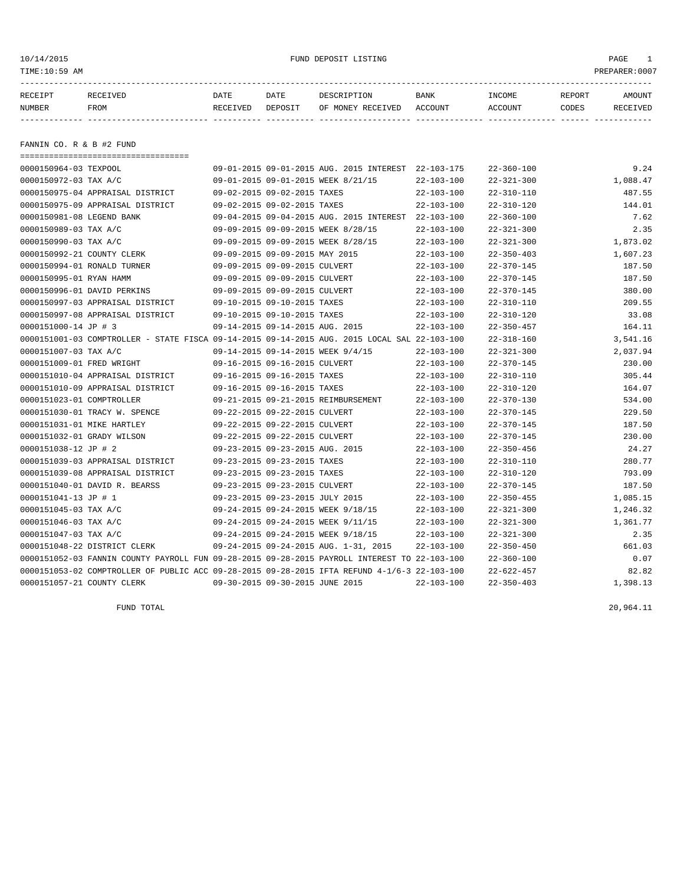10/14/2015 FUND DEPOSIT LISTING

TIME:10:59 AM PREPARER:0007

| RECEIPT NUMBER | RECEIVED FROM | DATE RECEIVED | DATE DEPOSIT | DESCRIPTION OF MONEY RECEIVED | BANK ACCOUNT | INCOME ACCOUNT | REPORT CODES | AMOUNT RECEIVED |
|---|---|---|---|---|---|---|---|---|

## FANNIN CO. R & B #2 FUND

| RECEIPT NUMBER | RECEIVED FROM | DATE RECEIVED | DATE DEPOSIT | DESCRIPTION OF MONEY RECEIVED | BANK ACCOUNT | INCOME ACCOUNT | REPORT CODES | AMOUNT RECEIVED |
|---|---|---|---|---|---|---|---|---|
| 0000150964-03 | TEXPOOL | 09-01-2015 | 09-01-2015 | AUG. 2015 INTEREST | 22-103-175 | 22-360-100 | | 9.24 |
| 0000150972-03 | TAX A/C | 09-01-2015 | 09-01-2015 | WEEK 8/21/15 | 22-103-100 | 22-321-300 | | 1,088.47 |
| 0000150975-04 | APPRAISAL DISTRICT | 09-02-2015 | 09-02-2015 | TAXES | 22-103-100 | 22-310-110 | | 487.55 |
| 0000150975-09 | APPRAISAL DISTRICT | 09-02-2015 | 09-02-2015 | TAXES | 22-103-100 | 22-310-120 | | 144.01 |
| 0000150981-08 | LEGEND BANK | 09-04-2015 | 09-04-2015 | AUG. 2015 INTEREST | 22-103-100 | 22-360-100 | | 7.62 |
| 0000150989-03 | TAX A/C | 09-09-2015 | 09-09-2015 | WEEK 8/28/15 | 22-103-100 | 22-321-300 | | 2.35 |
| 0000150990-03 | TAX A/C | 09-09-2015 | 09-09-2015 | WEEK 8/28/15 | 22-103-100 | 22-321-300 | | 1,873.02 |
| 0000150992-21 | COUNTY CLERK | 09-09-2015 | 09-09-2015 | MAY 2015 | 22-103-100 | 22-350-403 | | 1,607.23 |
| 0000150994-01 | RONALD TURNER | 09-09-2015 | 09-09-2015 | CULVERT | 22-103-100 | 22-370-145 | | 187.50 |
| 0000150995-01 | RYAN HAMM | 09-09-2015 | 09-09-2015 | CULVERT | 22-103-100 | 22-370-145 | | 187.50 |
| 0000150996-01 | DAVID PERKINS | 09-09-2015 | 09-09-2015 | CULVERT | 22-103-100 | 22-370-145 | | 380.00 |
| 0000150997-03 | APPRAISAL DISTRICT | 09-10-2015 | 09-10-2015 | TAXES | 22-103-100 | 22-310-110 | | 209.55 |
| 0000150997-08 | APPRAISAL DISTRICT | 09-10-2015 | 09-10-2015 | TAXES | 22-103-100 | 22-310-120 | | 33.08 |
| 0000151000-14 | JP # 3 | 09-14-2015 | 09-14-2015 | AUG. 2015 | 22-103-100 | 22-350-457 | | 164.11 |
| 0000151001-03 | COMPTROLLER - STATE FISCA | 09-14-2015 | 09-14-2015 | AUG. 2015 LOCAL SAL | 22-103-100 | 22-318-160 | | 3,541.16 |
| 0000151007-03 | TAX A/C | 09-14-2015 | 09-14-2015 | WEEK 9/4/15 | 22-103-100 | 22-321-300 | | 2,037.94 |
| 0000151009-01 | FRED WRIGHT | 09-16-2015 | 09-16-2015 | CULVERT | 22-103-100 | 22-370-145 | | 230.00 |
| 0000151010-04 | APPRAISAL DISTRICT | 09-16-2015 | 09-16-2015 | TAXES | 22-103-100 | 22-310-110 | | 305.44 |
| 0000151010-09 | APPRAISAL DISTRICT | 09-16-2015 | 09-16-2015 | TAXES | 22-103-100 | 22-310-120 | | 164.07 |
| 0000151023-01 | COMPTROLLER | 09-21-2015 | 09-21-2015 | REIMBURSEMENT | 22-103-100 | 22-370-130 | | 534.00 |
| 0000151030-01 | TRACY W. SPENCE | 09-22-2015 | 09-22-2015 | CULVERT | 22-103-100 | 22-370-145 | | 229.50 |
| 0000151031-01 | MIKE HARTLEY | 09-22-2015 | 09-22-2015 | CULVERT | 22-103-100 | 22-370-145 | | 187.50 |
| 0000151032-01 | GRADY WILSON | 09-22-2015 | 09-22-2015 | CULVERT | 22-103-100 | 22-370-145 | | 230.00 |
| 0000151038-12 | JP # 2 | 09-23-2015 | 09-23-2015 | AUG. 2015 | 22-103-100 | 22-350-456 | | 24.27 |
| 0000151039-03 | APPRAISAL DISTRICT | 09-23-2015 | 09-23-2015 | TAXES | 22-103-100 | 22-310-110 | | 280.77 |
| 0000151039-08 | APPRAISAL DISTRICT | 09-23-2015 | 09-23-2015 | TAXES | 22-103-100 | 22-310-120 | | 793.09 |
| 0000151040-01 | DAVID R. BEARSS | 09-23-2015 | 09-23-2015 | CULVERT | 22-103-100 | 22-370-145 | | 187.50 |
| 0000151041-13 | JP # 1 | 09-23-2015 | 09-23-2015 | JULY 2015 | 22-103-100 | 22-350-455 | | 1,085.15 |
| 0000151045-03 | TAX A/C | 09-24-2015 | 09-24-2015 | WEEK 9/18/15 | 22-103-100 | 22-321-300 | | 1,246.32 |
| 0000151046-03 | TAX A/C | 09-24-2015 | 09-24-2015 | WEEK 9/11/15 | 22-103-100 | 22-321-300 | | 1,361.77 |
| 0000151047-03 | TAX A/C | 09-24-2015 | 09-24-2015 | WEEK 9/18/15 | 22-103-100 | 22-321-300 | | 2.35 |
| 0000151048-22 | DISTRICT CLERK | 09-24-2015 | 09-24-2015 | AUG. 1-31, 2015 | 22-103-100 | 22-350-450 | | 661.03 |
| 0000151052-03 | FANNIN COUNTY PAYROLL FUN | 09-28-2015 | 09-28-2015 | PAYROLL INTEREST TO | 22-103-100 | 22-360-100 | | 0.07 |
| 0000151053-02 | COMPTROLLER OF PUBLIC ACC | 09-28-2015 | 09-28-2015 | IFTA REFUND 4-1/6-3 | 22-103-100 | 22-622-457 | | 82.82 |
| 0000151057-21 | COUNTY CLERK | 09-30-2015 | 09-30-2015 | JUNE 2015 | 22-103-100 | 22-350-403 | | 1,398.13 |

FUND TOTAL 20,964.11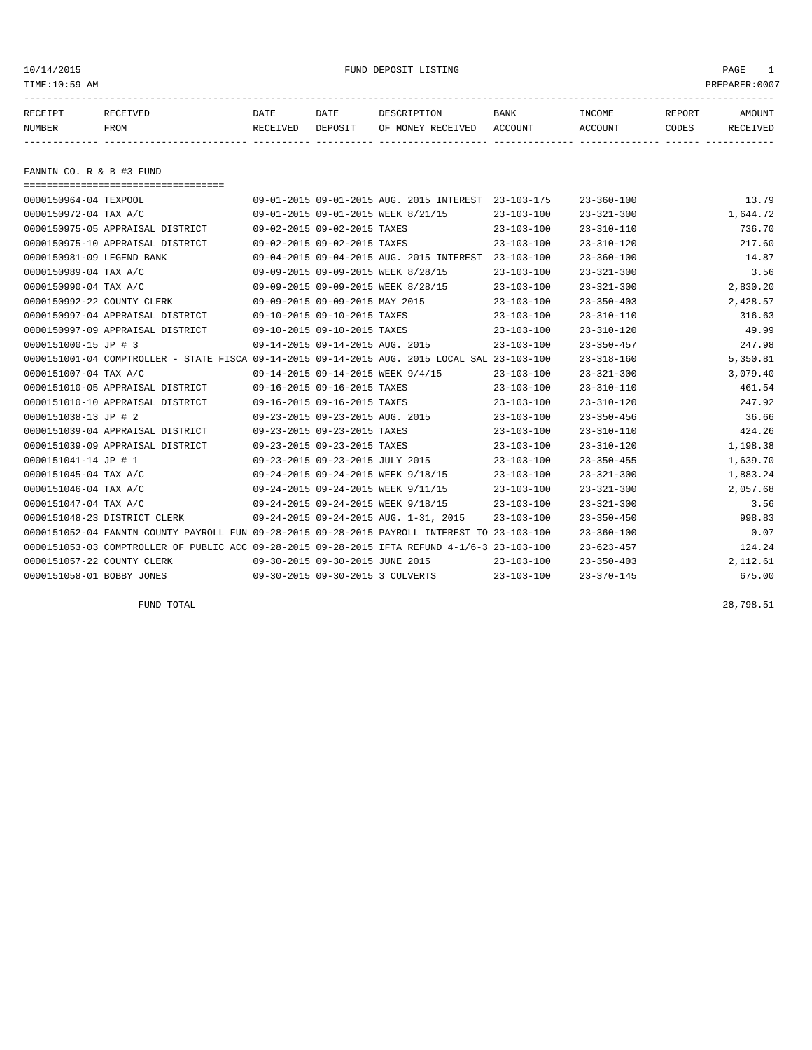10/14/2015 FUND DEPOSIT LISTING

TIME:10:59 AM PREPARER:0007

| RECEIPT NUMBER | RECEIVED FROM | DATE RECEIVED | DATE DEPOSIT | DESCRIPTION OF MONEY RECEIVED | BANK ACCOUNT | INCOME ACCOUNT | REPORT CODES | AMOUNT RECEIVED |
|---|---|---|---|---|---|---|---|---|

## FANNIN CO. R & B #3 FUND

| RECEIPT NUMBER | RECEIVED FROM | DATE RECEIVED | DATE DEPOSIT | DESCRIPTION OF MONEY RECEIVED | BANK ACCOUNT | INCOME ACCOUNT | REPORT CODES | AMOUNT RECEIVED |
|---|---|---|---|---|---|---|---|---|
| 0000150964-04 | TEXPOOL | 09-01-2015 | 09-01-2015 | AUG. 2015 INTEREST | 23-103-175 | 23-360-100 | | 13.79 |
| 0000150972-04 | TAX A/C | 09-01-2015 | 09-01-2015 | WEEK 8/21/15 | 23-103-100 | 23-321-300 | | 1,644.72 |
| 0000150975-05 | APPRAISAL DISTRICT | 09-02-2015 | 09-02-2015 | TAXES | 23-103-100 | 23-310-110 | | 736.70 |
| 0000150975-10 | APPRAISAL DISTRICT | 09-02-2015 | 09-02-2015 | TAXES | 23-103-100 | 23-310-120 | | 217.60 |
| 0000150981-09 | LEGEND BANK | 09-04-2015 | 09-04-2015 | AUG. 2015 INTEREST | 23-103-100 | 23-360-100 | | 14.87 |
| 0000150989-04 | TAX A/C | 09-09-2015 | 09-09-2015 | WEEK 8/28/15 | 23-103-100 | 23-321-300 | | 3.56 |
| 0000150990-04 | TAX A/C | 09-09-2015 | 09-09-2015 | WEEK 8/28/15 | 23-103-100 | 23-321-300 | | 2,830.20 |
| 0000150992-22 | COUNTY CLERK | 09-09-2015 | 09-09-2015 | MAY 2015 | 23-103-100 | 23-350-403 | | 2,428.57 |
| 0000150997-04 | APPRAISAL DISTRICT | 09-10-2015 | 09-10-2015 | TAXES | 23-103-100 | 23-310-110 | | 316.63 |
| 0000150997-09 | APPRAISAL DISTRICT | 09-10-2015 | 09-10-2015 | TAXES | 23-103-100 | 23-310-120 | | 49.99 |
| 0000151000-15 | JP # 3 | 09-14-2015 | 09-14-2015 | AUG. 2015 | 23-103-100 | 23-350-457 | | 247.98 |
| 0000151001-04 | COMPTROLLER - STATE FISCA | 09-14-2015 | 09-14-2015 | AUG. 2015 LOCAL SAL | 23-103-100 | 23-318-160 | | 5,350.81 |
| 0000151007-04 | TAX A/C | 09-14-2015 | 09-14-2015 | WEEK 9/4/15 | 23-103-100 | 23-321-300 | | 3,079.40 |
| 0000151010-05 | APPRAISAL DISTRICT | 09-16-2015 | 09-16-2015 | TAXES | 23-103-100 | 23-310-110 | | 461.54 |
| 0000151010-10 | APPRAISAL DISTRICT | 09-16-2015 | 09-16-2015 | TAXES | 23-103-100 | 23-310-120 | | 247.92 |
| 0000151038-13 | JP # 2 | 09-23-2015 | 09-23-2015 | AUG. 2015 | 23-103-100 | 23-350-456 | | 36.66 |
| 0000151039-04 | APPRAISAL DISTRICT | 09-23-2015 | 09-23-2015 | TAXES | 23-103-100 | 23-310-110 | | 424.26 |
| 0000151039-09 | APPRAISAL DISTRICT | 09-23-2015 | 09-23-2015 | TAXES | 23-103-100 | 23-310-120 | | 1,198.38 |
| 0000151041-14 | JP # 1 | 09-23-2015 | 09-23-2015 | JULY 2015 | 23-103-100 | 23-350-455 | | 1,639.70 |
| 0000151045-04 | TAX A/C | 09-24-2015 | 09-24-2015 | WEEK 9/18/15 | 23-103-100 | 23-321-300 | | 1,883.24 |
| 0000151046-04 | TAX A/C | 09-24-2015 | 09-24-2015 | WEEK 9/11/15 | 23-103-100 | 23-321-300 | | 2,057.68 |
| 0000151047-04 | TAX A/C | 09-24-2015 | 09-24-2015 | WEEK 9/18/15 | 23-103-100 | 23-321-300 | | 3.56 |
| 0000151048-23 | DISTRICT CLERK | 09-24-2015 | 09-24-2015 | AUG. 1-31, 2015 | 23-103-100 | 23-350-450 | | 998.83 |
| 0000151052-04 | FANNIN COUNTY PAYROLL FUN | 09-28-2015 | 09-28-2015 | PAYROLL INTEREST TO | 23-103-100 | 23-360-100 | | 0.07 |
| 0000151053-03 | COMPTROLLER OF PUBLIC ACC | 09-28-2015 | 09-28-2015 | IFTA REFUND 4-1/6-3 | 23-103-100 | 23-623-457 | | 124.24 |
| 0000151057-22 | COUNTY CLERK | 09-30-2015 | 09-30-2015 | JUNE 2015 | 23-103-100 | 23-350-403 | | 2,112.61 |
| 0000151058-01 | BOBBY JONES | 09-30-2015 | 09-30-2015 | 3 CULVERTS | 23-103-100 | 23-370-145 | | 675.00 |

FUND TOTAL 28,798.51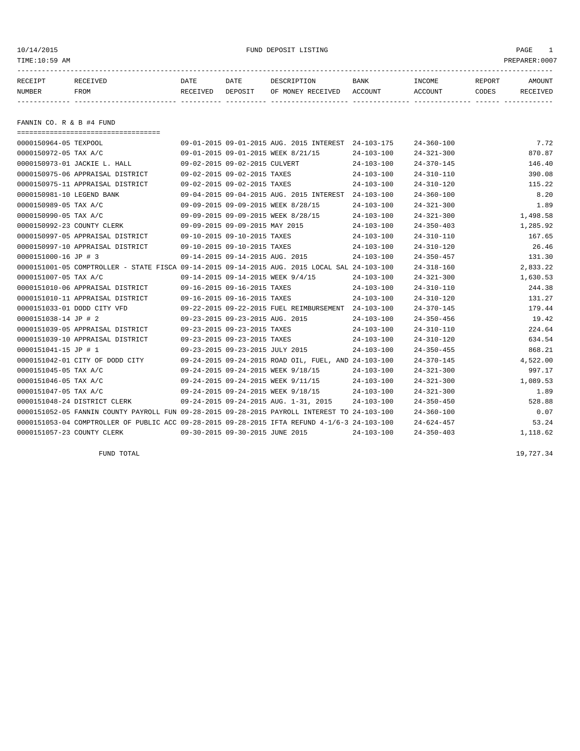FUND DEPOSIT LISTING

10/14/2015
TIME:10:59 AM
PREPARER:0007

| RECEIPT NUMBER | RECEIVED FROM | DATE RECEIVED | DATE DEPOSIT | DESCRIPTION OF MONEY RECEIVED | BANK ACCOUNT | INCOME ACCOUNT | REPORT CODES | AMOUNT RECEIVED |
|---|---|---|---|---|---|---|---|---|

## FANNIN CO. R & B #4 FUND

| RECEIPT NUMBER | RECEIVED FROM | DATE RECEIVED | DATE DEPOSIT | DESCRIPTION OF MONEY RECEIVED | BANK ACCOUNT | INCOME ACCOUNT | REPORT CODES | AMOUNT RECEIVED |
|---|---|---|---|---|---|---|---|---|
| 0000150964-05 | TEXPOOL | 09-01-2015 | 09-01-2015 | AUG. 2015 INTEREST | 24-103-175 | 24-360-100 | | 7.72 |
| 0000150972-05 | TAX A/C | 09-01-2015 | 09-01-2015 | WEEK 8/21/15 | 24-103-100 | 24-321-300 | | 870.87 |
| 0000150973-01 | JACKIE L. HALL | 09-02-2015 | 09-02-2015 | CULVERT | 24-103-100 | 24-370-145 | | 146.40 |
| 0000150975-06 | APPRAISAL DISTRICT | 09-02-2015 | 09-02-2015 | TAXES | 24-103-100 | 24-310-110 | | 390.08 |
| 0000150975-11 | APPRAISAL DISTRICT | 09-02-2015 | 09-02-2015 | TAXES | 24-103-100 | 24-310-120 | | 115.22 |
| 0000150981-10 | LEGEND BANK | 09-04-2015 | 09-04-2015 | AUG. 2015 INTEREST | 24-103-100 | 24-360-100 | | 8.20 |
| 0000150989-05 | TAX A/C | 09-09-2015 | 09-09-2015 | WEEK 8/28/15 | 24-103-100 | 24-321-300 | | 1.89 |
| 0000150990-05 | TAX A/C | 09-09-2015 | 09-09-2015 | WEEK 8/28/15 | 24-103-100 | 24-321-300 | | 1,498.58 |
| 0000150992-23 | COUNTY CLERK | 09-09-2015 | 09-09-2015 | MAY 2015 | 24-103-100 | 24-350-403 | | 1,285.92 |
| 0000150997-05 | APPRAISAL DISTRICT | 09-10-2015 | 09-10-2015 | TAXES | 24-103-100 | 24-310-110 | | 167.65 |
| 0000150997-10 | APPRAISAL DISTRICT | 09-10-2015 | 09-10-2015 | TAXES | 24-103-100 | 24-310-120 | | 26.46 |
| 0000151000-16 | JP # 3 | 09-14-2015 | 09-14-2015 | AUG. 2015 | 24-103-100 | 24-350-457 | | 131.30 |
| 0000151001-05 | COMPTROLLER - STATE FISCA | 09-14-2015 | 09-14-2015 | AUG. 2015 LOCAL SAL | 24-103-100 | 24-318-160 | | 2,833.22 |
| 0000151007-05 | TAX A/C | 09-14-2015 | 09-14-2015 | WEEK 9/4/15 | 24-103-100 | 24-321-300 | | 1,630.53 |
| 0000151010-06 | APPRAISAL DISTRICT | 09-16-2015 | 09-16-2015 | TAXES | 24-103-100 | 24-310-110 | | 244.38 |
| 0000151010-11 | APPRAISAL DISTRICT | 09-16-2015 | 09-16-2015 | TAXES | 24-103-100 | 24-310-120 | | 131.27 |
| 0000151033-01 | DODD CITY VFD | 09-22-2015 | 09-22-2015 | FUEL REIMBURSEMENT | 24-103-100 | 24-370-145 | | 179.44 |
| 0000151038-14 | JP # 2 | 09-23-2015 | 09-23-2015 | AUG. 2015 | 24-103-100 | 24-350-456 | | 19.42 |
| 0000151039-05 | APPRAISAL DISTRICT | 09-23-2015 | 09-23-2015 | TAXES | 24-103-100 | 24-310-110 | | 224.64 |
| 0000151039-10 | APPRAISAL DISTRICT | 09-23-2015 | 09-23-2015 | TAXES | 24-103-100 | 24-310-120 | | 634.54 |
| 0000151041-15 | JP # 1 | 09-23-2015 | 09-23-2015 | JULY 2015 | 24-103-100 | 24-350-455 | | 868.21 |
| 0000151042-01 | CITY OF DODD CITY | 09-24-2015 | 09-24-2015 | ROAD OIL, FUEL, AND | 24-103-100 | 24-370-145 | | 4,522.00 |
| 0000151045-05 | TAX A/C | 09-24-2015 | 09-24-2015 | WEEK 9/18/15 | 24-103-100 | 24-321-300 | | 997.17 |
| 0000151046-05 | TAX A/C | 09-24-2015 | 09-24-2015 | WEEK 9/11/15 | 24-103-100 | 24-321-300 | | 1,089.53 |
| 0000151047-05 | TAX A/C | 09-24-2015 | 09-24-2015 | WEEK 9/18/15 | 24-103-100 | 24-321-300 | | 1.89 |
| 0000151048-24 | DISTRICT CLERK | 09-24-2015 | 09-24-2015 | AUG. 1-31, 2015 | 24-103-100 | 24-350-450 | | 528.88 |
| 0000151052-05 | FANNIN COUNTY PAYROLL FUN | 09-28-2015 | 09-28-2015 | PAYROLL INTEREST TO | 24-103-100 | 24-360-100 | | 0.07 |
| 0000151053-04 | COMPTROLLER OF PUBLIC ACC | 09-28-2015 | 09-28-2015 | IFTA REFUND 4-1/6-3 | 24-103-100 | 24-624-457 | | 53.24 |
| 0000151057-23 | COUNTY CLERK | 09-30-2015 | 09-30-2015 | JUNE 2015 | 24-103-100 | 24-350-403 | | 1,118.62 |

FUND TOTAL 19,727.34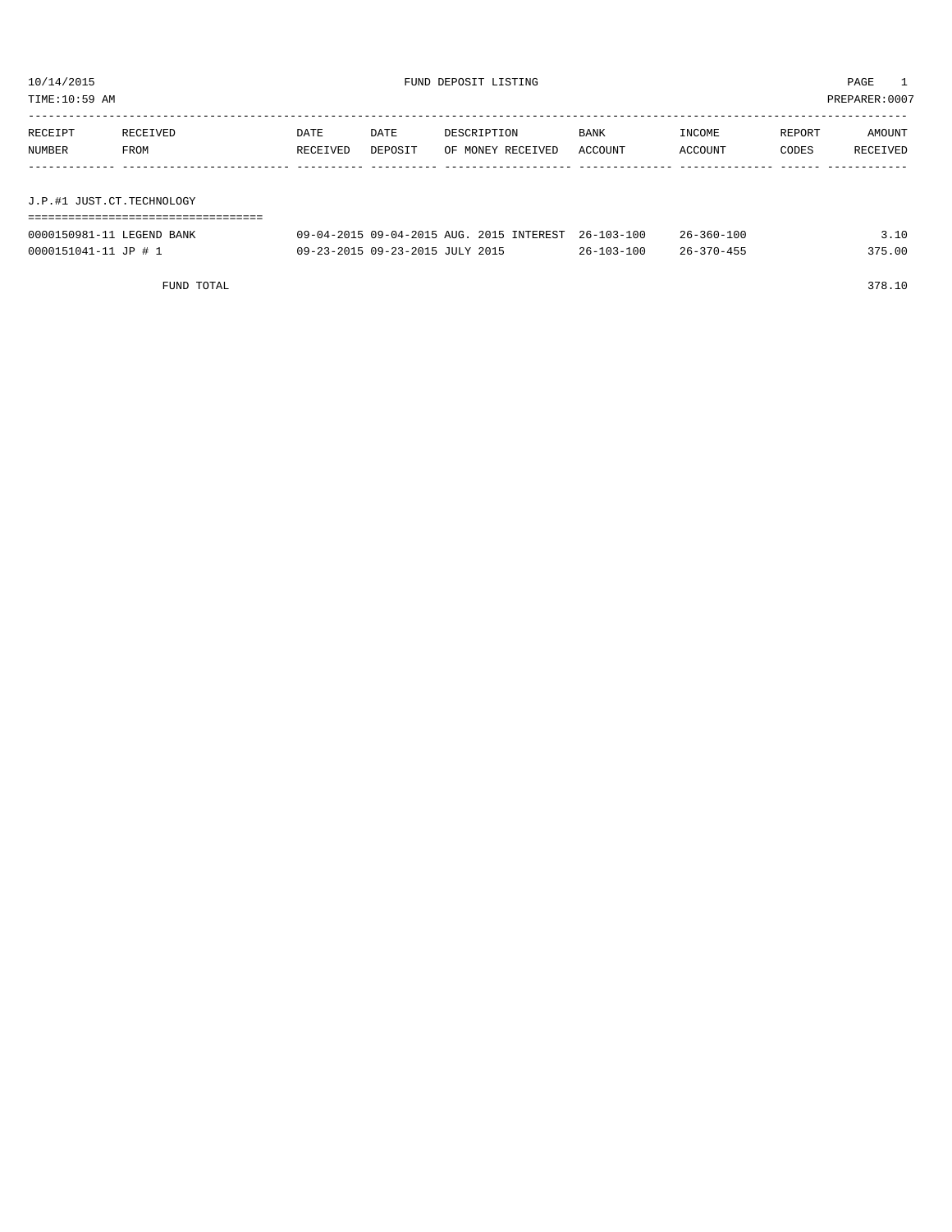10/14/2015 FUND DEPOSIT LISTING PAGE 1

TIME:10:59 AM PREPARER:0007

| RECEIPT NUMBER | RECEIVED FROM | DATE RECEIVED | DATE DEPOSIT | DESCRIPTION OF MONEY RECEIVED | BANK ACCOUNT | INCOME ACCOUNT | REPORT CODES | AMOUNT RECEIVED |
|---|---|---|---|---|---|---|---|---|
| J.P.#1 JUST.CT.TECHNOLOGY | | | | | | | | |
| 0000150981-11 | LEGEND BANK | 09-04-2015 | 09-04-2015 | AUG. 2015 INTEREST | 26-103-100 | 26-360-100 | | 3.10 |
| 0000151041-11 | JP # 1 | 09-23-2015 | 09-23-2015 | JULY 2015 | 26-103-100 | 26-370-455 | | 375.00 |
| | FUND TOTAL | | | | | | | 378.10 |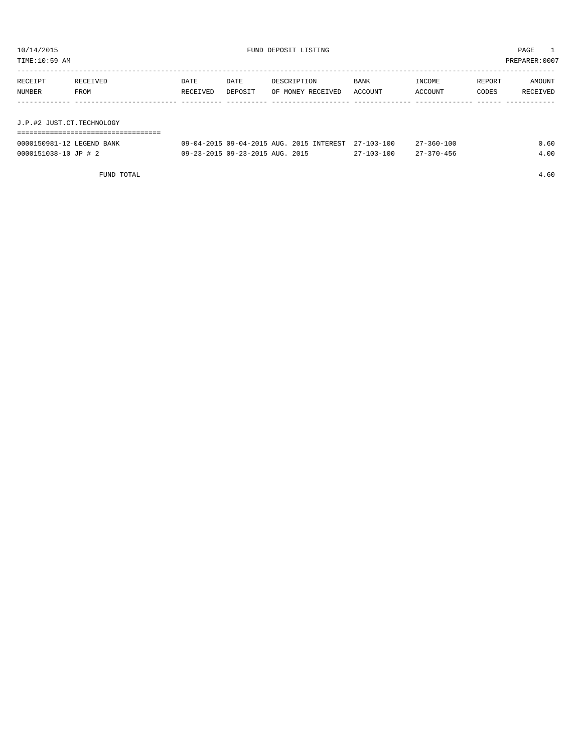10/14/2015 FUND DEPOSIT LISTING

TIME:10:59 AM PREPARER:0007

| RECEIPT NUMBER | RECEIVED FROM | DATE RECEIVED | DATE DEPOSIT | DESCRIPTION OF MONEY RECEIVED | BANK ACCOUNT | INCOME ACCOUNT | REPORT CODES | AMOUNT RECEIVED |
|---|---|---|---|---|---|---|---|---|

## J.P.#2 JUST.CT.TECHNOLOGY

| RECEIPT NUMBER | RECEIVED FROM | DATE RECEIVED | DATE DEPOSIT | DESCRIPTION OF MONEY RECEIVED | BANK ACCOUNT | INCOME ACCOUNT | REPORT CODES | AMOUNT RECEIVED |
|---|---|---|---|---|---|---|---|---|
| 0000150981-12 | LEGEND BANK | 09-04-2015 | 09-04-2015 | AUG. 2015 INTEREST | 27-103-100 | 27-360-100 | | 0.60 |
| 0000151038-10 | JP # 2 | 09-23-2015 | 09-23-2015 | AUG. 2015 | 27-103-100 | 27-370-456 | | 4.00 |
| | FUND TOTAL | | | | | | | 4.60 |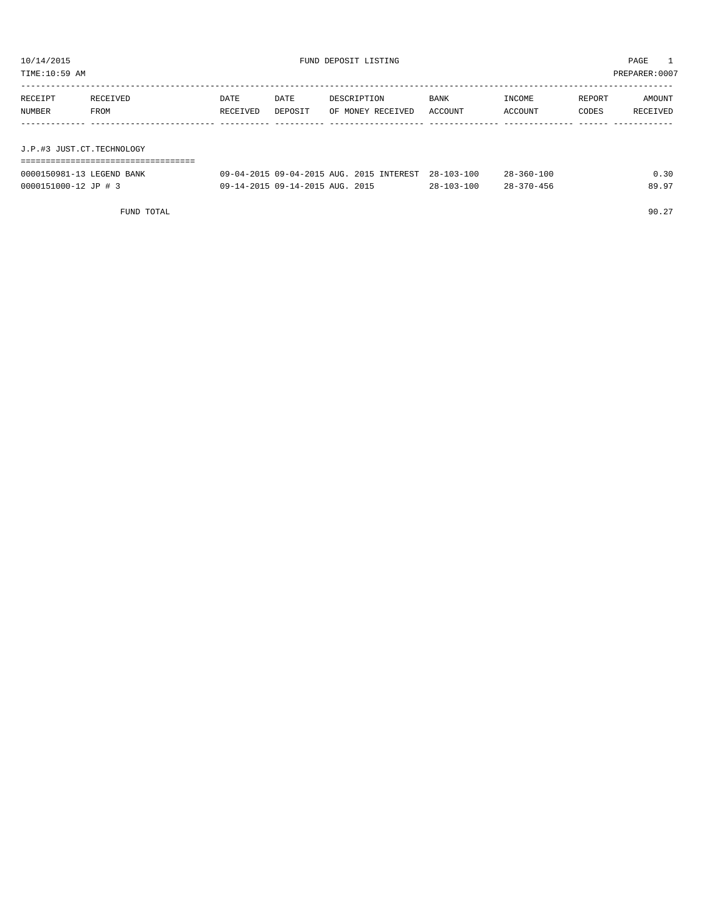10/14/2015 FUND DEPOSIT LISTING

TIME:10:59 AM PREPARER:0007

| RECEIPT NUMBER | RECEIVED FROM | DATE RECEIVED | DATE DEPOSIT | DESCRIPTION OF MONEY RECEIVED | BANK ACCOUNT | INCOME ACCOUNT | REPORT CODES | AMOUNT RECEIVED |
|---|---|---|---|---|---|---|---|---|

## J.P.#3 JUST.CT.TECHNOLOGY

| RECEIPT NUMBER | RECEIVED FROM | DATE RECEIVED | DATE DEPOSIT | DESCRIPTION OF MONEY RECEIVED | BANK ACCOUNT | INCOME ACCOUNT | REPORT CODES | AMOUNT RECEIVED |
|---|---|---|---|---|---|---|---|---|
| 0000150981-13 | LEGEND BANK | 09-04-2015 | 09-04-2015 | AUG. 2015 INTEREST | 28-103-100 | 28-360-100 | | 0.30 |
| 0000151000-12 | JP # 3 | 09-14-2015 | 09-14-2015 | AUG. 2015 | 28-103-100 | 28-370-456 | | 89.97 |
| | FUND TOTAL | | | | | | | 90.27 |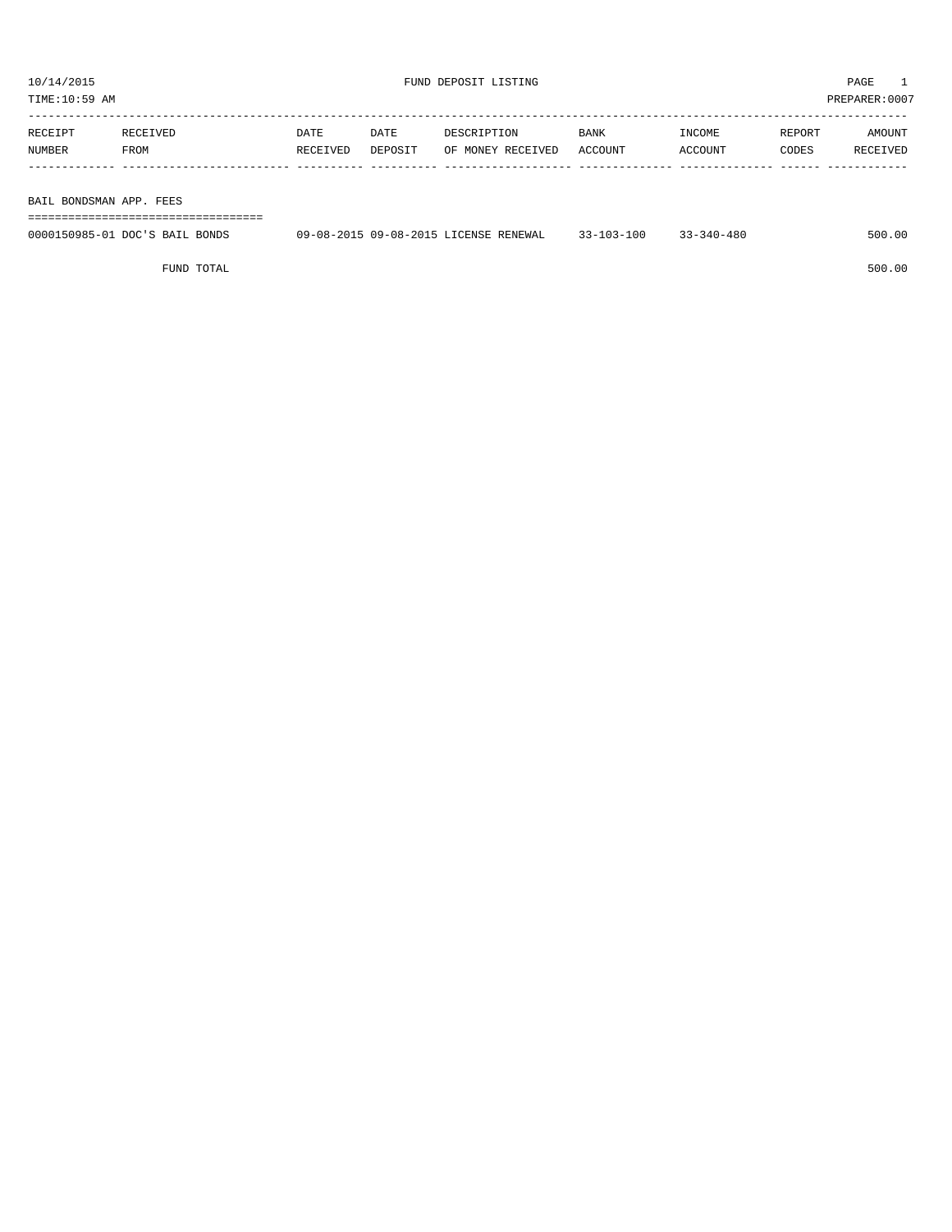10/14/2015 FUND DEPOSIT LISTING PAGE 1

TIME:10:59 AM PREPARER:0007

| RECEIPT NUMBER | RECEIVED FROM | DATE RECEIVED | DATE DEPOSIT | DESCRIPTION OF MONEY RECEIVED | BANK ACCOUNT | INCOME ACCOUNT | REPORT CODES | AMOUNT RECEIVED |
|---|---|---|---|---|---|---|---|---|
| BAIL BONDSMAN APP. FEES | | | | | | | | |
| 0000150985-01 | DOC'S BAIL BONDS | 09-08-2015 | 09-08-2015 | LICENSE RENEWAL | 33-103-100 | 33-340-480 | | 500.00 |
| | FUND TOTAL | | | | | | | 500.00 |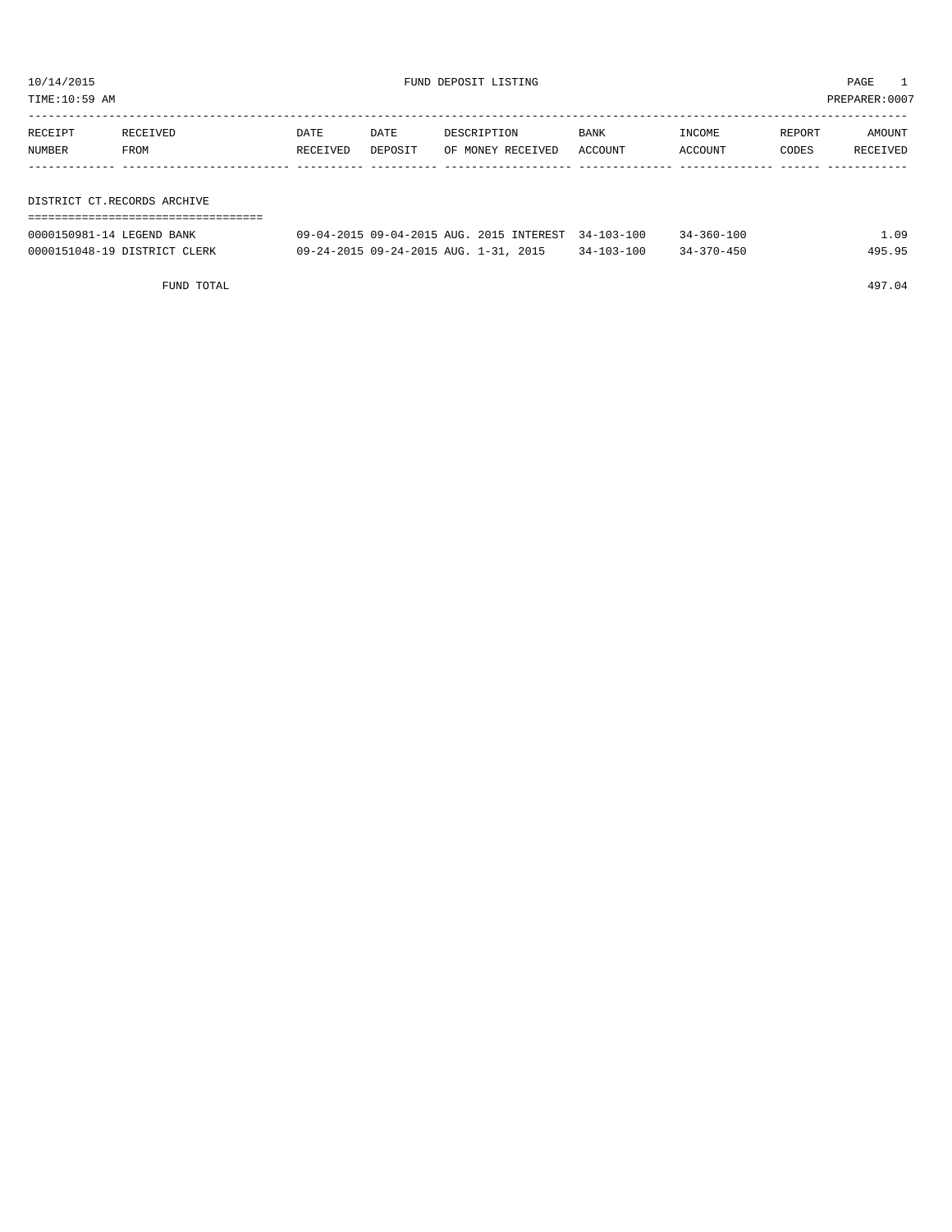10/14/2015 FUND DEPOSIT LISTING PAGE 1

TIME:10:59 AM PREPARER:0007

| RECEIPT NUMBER | RECEIVED FROM | DATE RECEIVED | DATE DEPOSIT | DESCRIPTION OF MONEY RECEIVED | BANK ACCOUNT | INCOME ACCOUNT | REPORT CODES | AMOUNT RECEIVED |
|---|---|---|---|---|---|---|---|---|
| **DISTRICT CT.RECORDS ARCHIVE** | | | | | | | | |
| 0000150981-14 | LEGEND BANK | 09-04-2015 | 09-04-2015 | AUG. 2015 INTEREST | 34-103-100 | 34-360-100 | | 1.09 |
| 0000151048-19 | DISTRICT CLERK | 09-24-2015 | 09-24-2015 | AUG. 1-31, 2015 | 34-103-100 | 34-370-450 | | 495.95 |
| | FUND TOTAL | | | | | | | 497.04 |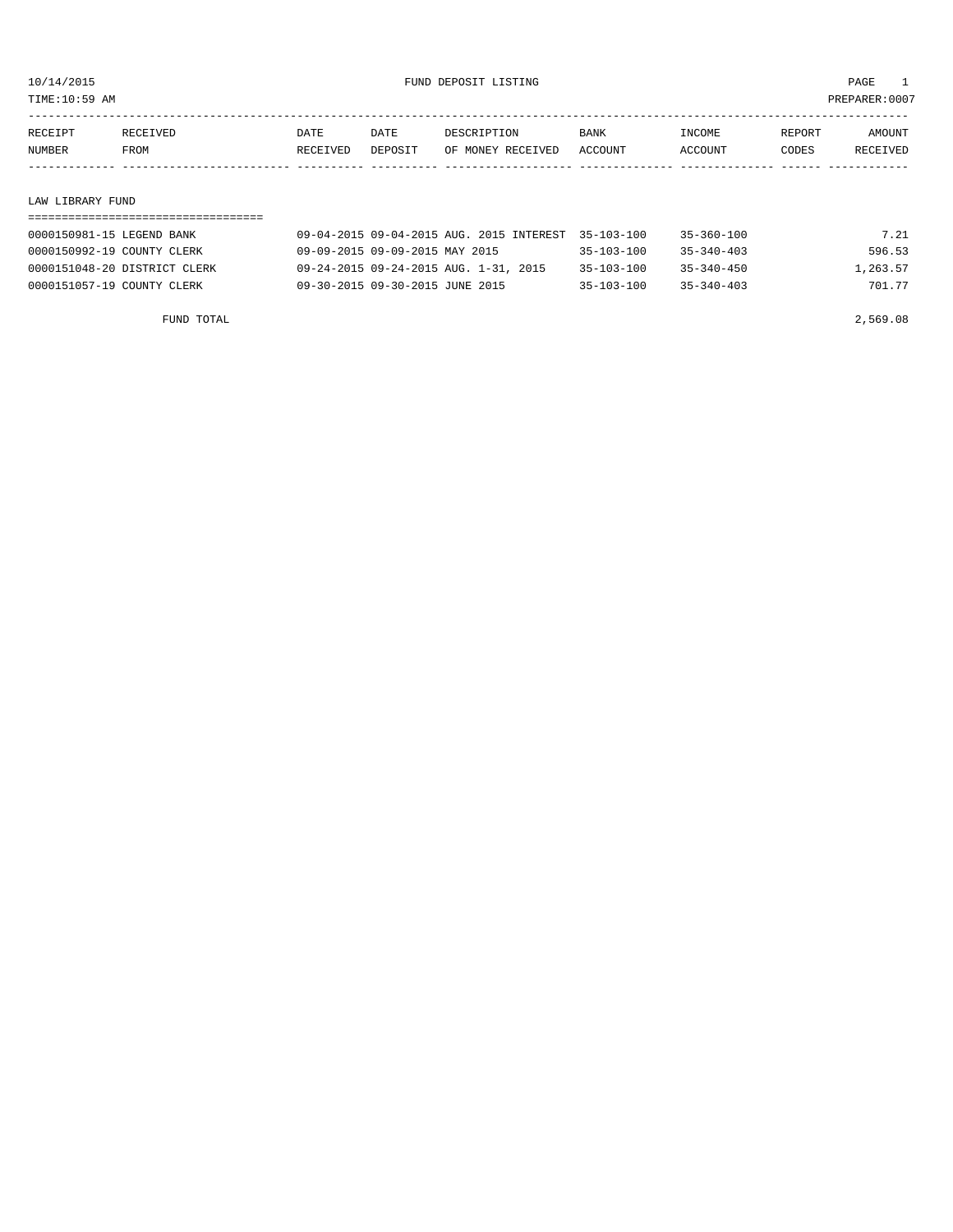10/14/2015 FUND DEPOSIT LISTING

TIME:10:59 AM PREPARER:0007

| RECEIPT NUMBER | RECEIVED FROM | DATE RECEIVED | DATE DEPOSIT | DESCRIPTION OF MONEY RECEIVED | BANK ACCOUNT | INCOME ACCOUNT | REPORT CODES | AMOUNT RECEIVED |
|---|---|---|---|---|---|---|---|---|

## LAW LIBRARY FUND

| RECEIPT NUMBER | RECEIVED FROM | DATE RECEIVED | DATE DEPOSIT | DESCRIPTION OF MONEY RECEIVED | BANK ACCOUNT | INCOME ACCOUNT | REPORT CODES | AMOUNT RECEIVED |
|---|---|---|---|---|---|---|---|---|
| 0000150981-15 | LEGEND BANK | 09-04-2015 | 09-04-2015 | AUG. 2015 INTEREST | 35-103-100 | 35-360-100 | | 7.21 |
| 0000150992-19 | COUNTY CLERK | 09-09-2015 | 09-09-2015 | MAY 2015 | 35-103-100 | 35-340-403 | | 596.53 |
| 0000151048-20 | DISTRICT CLERK | 09-24-2015 | 09-24-2015 | AUG. 1-31, 2015 | 35-103-100 | 35-340-450 | | 1,263.57 |
| 0000151057-19 | COUNTY CLERK | 09-30-2015 | 09-30-2015 | JUNE 2015 | 35-103-100 | 35-340-403 | | 701.77 |

FUND TOTAL 2,569.08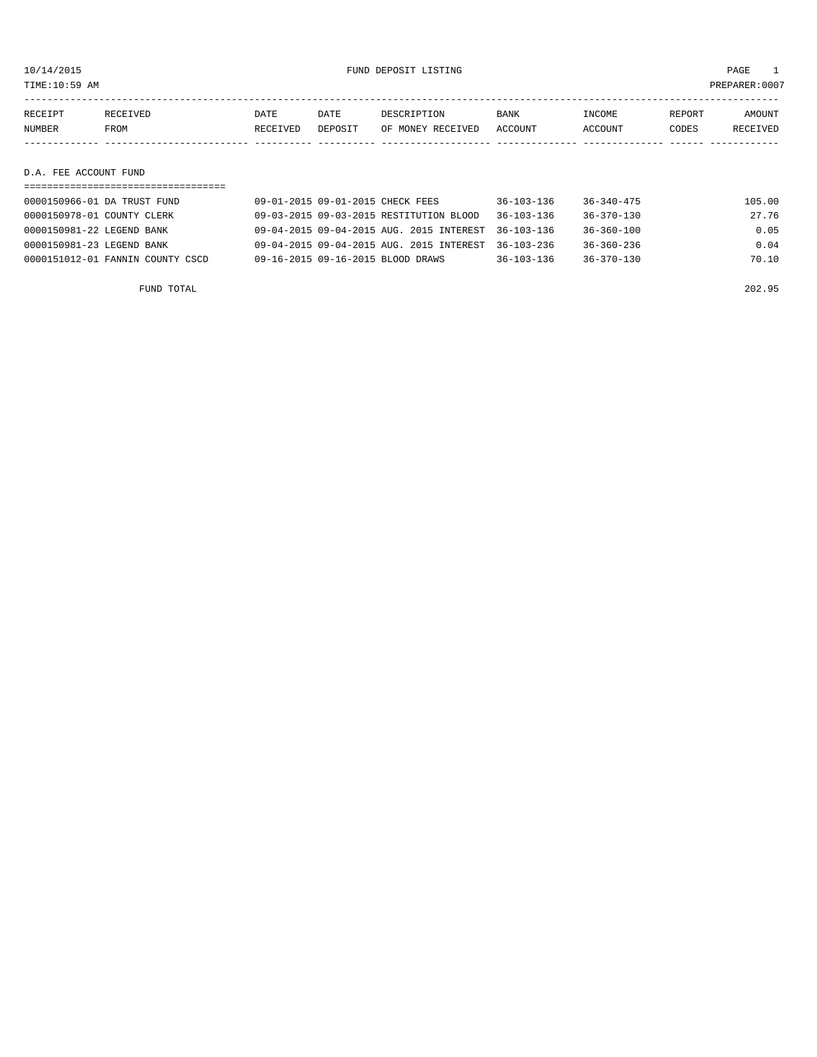10/14/2015 FUND DEPOSIT LISTING

TIME:10:59 AM PREPARER:0007

| RECEIPT NUMBER | RECEIVED FROM | DATE RECEIVED | DATE DEPOSIT | DESCRIPTION OF MONEY RECEIVED | BANK ACCOUNT | INCOME ACCOUNT | REPORT CODES | AMOUNT RECEIVED |
|---|---|---|---|---|---|---|---|---|

## D.A. FEE ACCOUNT FUND

| RECEIPT NUMBER | RECEIVED FROM | DATE RECEIVED | DATE DEPOSIT | DESCRIPTION OF MONEY RECEIVED | BANK ACCOUNT | INCOME ACCOUNT | REPORT CODES | AMOUNT RECEIVED |
|---|---|---|---|---|---|---|---|---|
| 0000150966-01 | DA TRUST FUND | 09-01-2015 | 09-01-2015 | CHECK FEES | 36-103-136 | 36-340-475 | | 105.00 |
| 0000150978-01 | COUNTY CLERK | 09-03-2015 | 09-03-2015 | RESTITUTION BLOOD | 36-103-136 | 36-370-130 | | 27.76 |
| 0000150981-22 | LEGEND BANK | 09-04-2015 | 09-04-2015 | AUG. 2015 INTEREST | 36-103-136 | 36-360-100 | | 0.05 |
| 0000150981-23 | LEGEND BANK | 09-04-2015 | 09-04-2015 | AUG. 2015 INTEREST | 36-103-236 | 36-360-236 | | 0.04 |
| 0000151012-01 | FANNIN COUNTY CSCD | 09-16-2015 | 09-16-2015 | BLOOD DRAWS | 36-103-136 | 36-370-130 | | 70.10 |
| | FUND TOTAL | | | | | | | 202.95 |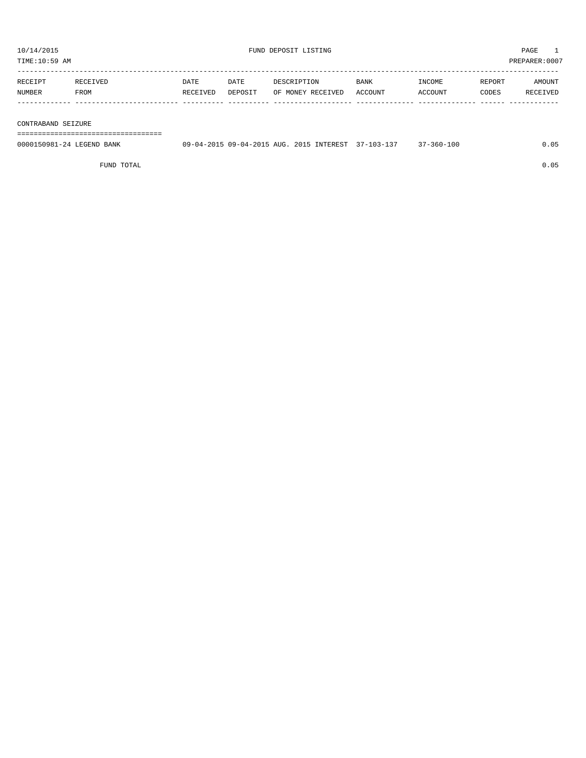10/14/2015 FUND DEPOSIT LISTING

TIME:10:59 AM PREPARER:0007

| RECEIPT NUMBER | RECEIVED FROM | DATE RECEIVED | DATE DEPOSIT | DESCRIPTION OF MONEY RECEIVED | BANK ACCOUNT | INCOME ACCOUNT | REPORT CODES | AMOUNT RECEIVED |
|---|---|---|---|---|---|---|---|---|
| **CONTRABAND SEIZURE** | | | | | | | | |
| 0000150981-24 | LEGEND BANK | 09-04-2015 | 09-04-2015 | AUG. 2015 INTEREST | 37-103-137 | 37-360-100 | | 0.05 |
| | FUND TOTAL | | | | | | | 0.05 |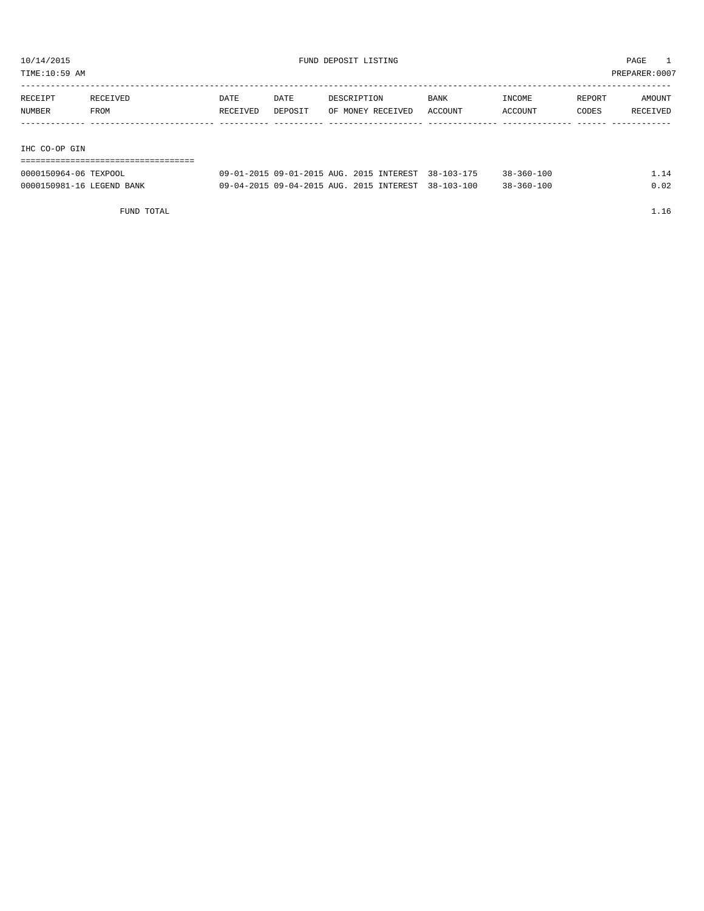10/14/2015 FUND DEPOSIT LISTING PAGE 1

TIME:10:59 AM PREPARER:0007

| RECEIPT NUMBER | RECEIVED FROM | DATE RECEIVED | DATE DEPOSIT | DESCRIPTION OF MONEY RECEIVED | BANK ACCOUNT | INCOME ACCOUNT | REPORT CODES | AMOUNT RECEIVED |
|---|---|---|---|---|---|---|---|---|

IHC CO-OP GIN

| RECEIPT NUMBER | RECEIVED FROM | DATE RECEIVED | DATE DEPOSIT | DESCRIPTION OF MONEY RECEIVED | BANK ACCOUNT | INCOME ACCOUNT | REPORT CODES | AMOUNT RECEIVED |
|---|---|---|---|---|---|---|---|---|
| 0000150964-06 | TEXPOOL | 09-01-2015 | 09-01-2015 | AUG. 2015 INTEREST | 38-103-175 | 38-360-100 | | 1.14 |
| 0000150981-16 | LEGEND BANK | 09-04-2015 | 09-04-2015 | AUG. 2015 INTEREST | 38-103-100 | 38-360-100 | | 0.02 |
| | FUND TOTAL | | | | | | | 1.16 |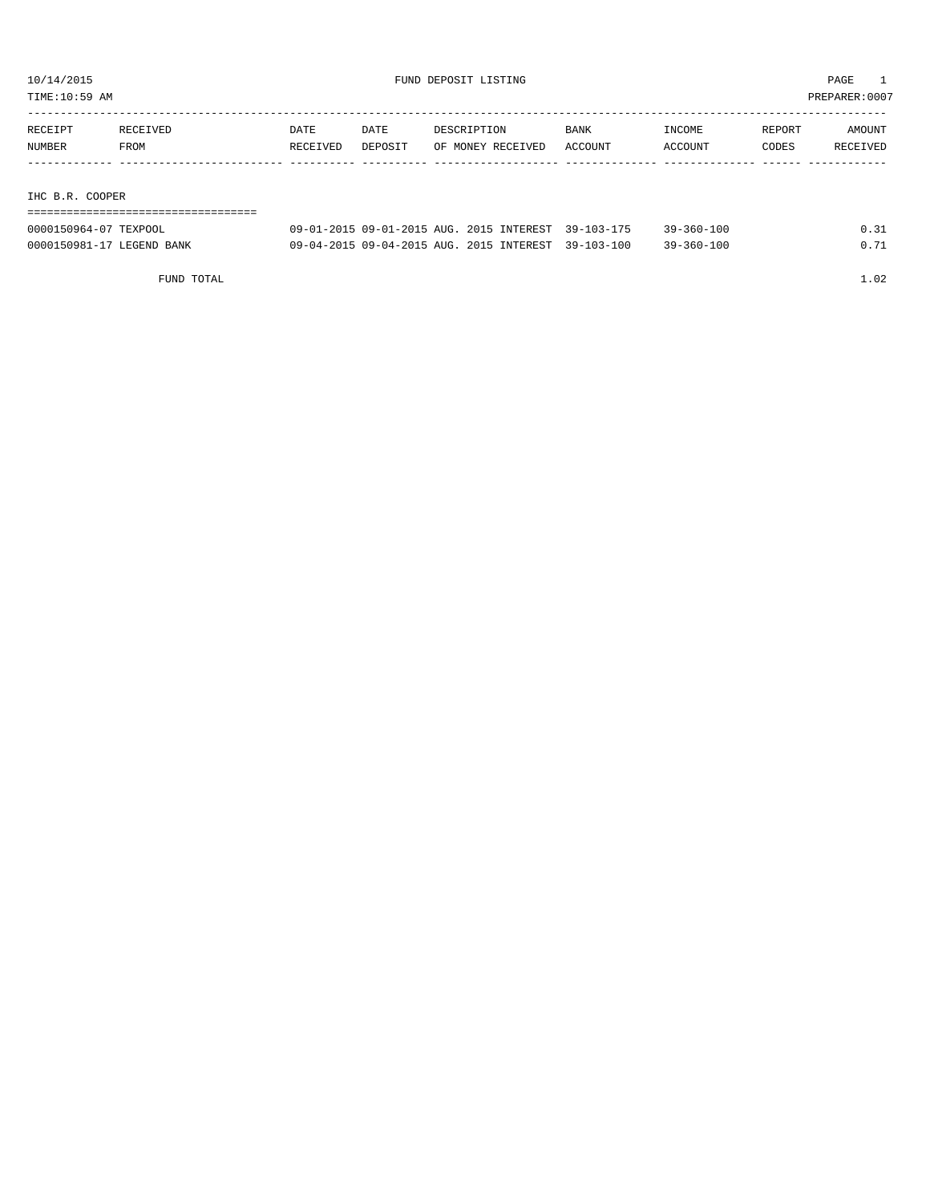10/14/2015 FUND DEPOSIT LISTING

TIME:10:59 AM PREPARER:0007

| RECEIPT NUMBER | RECEIVED FROM | DATE RECEIVED | DATE DEPOSIT | DESCRIPTION OF MONEY RECEIVED | BANK ACCOUNT | INCOME ACCOUNT | REPORT CODES | AMOUNT RECEIVED |
|---|---|---|---|---|---|---|---|---|
| **IHC B.R. COOPER** | | | | | | | | |
| 0000150964-07 | TEXPOOL | 09-01-2015 | 09-01-2015 | AUG. 2015 INTEREST | 39-103-175 | 39-360-100 | | 0.31 |
| 0000150981-17 | LEGEND BANK | 09-04-2015 | 09-04-2015 | AUG. 2015 INTEREST | 39-103-100 | 39-360-100 | | 0.71 |
| | FUND TOTAL | | | | | | | 1.02 |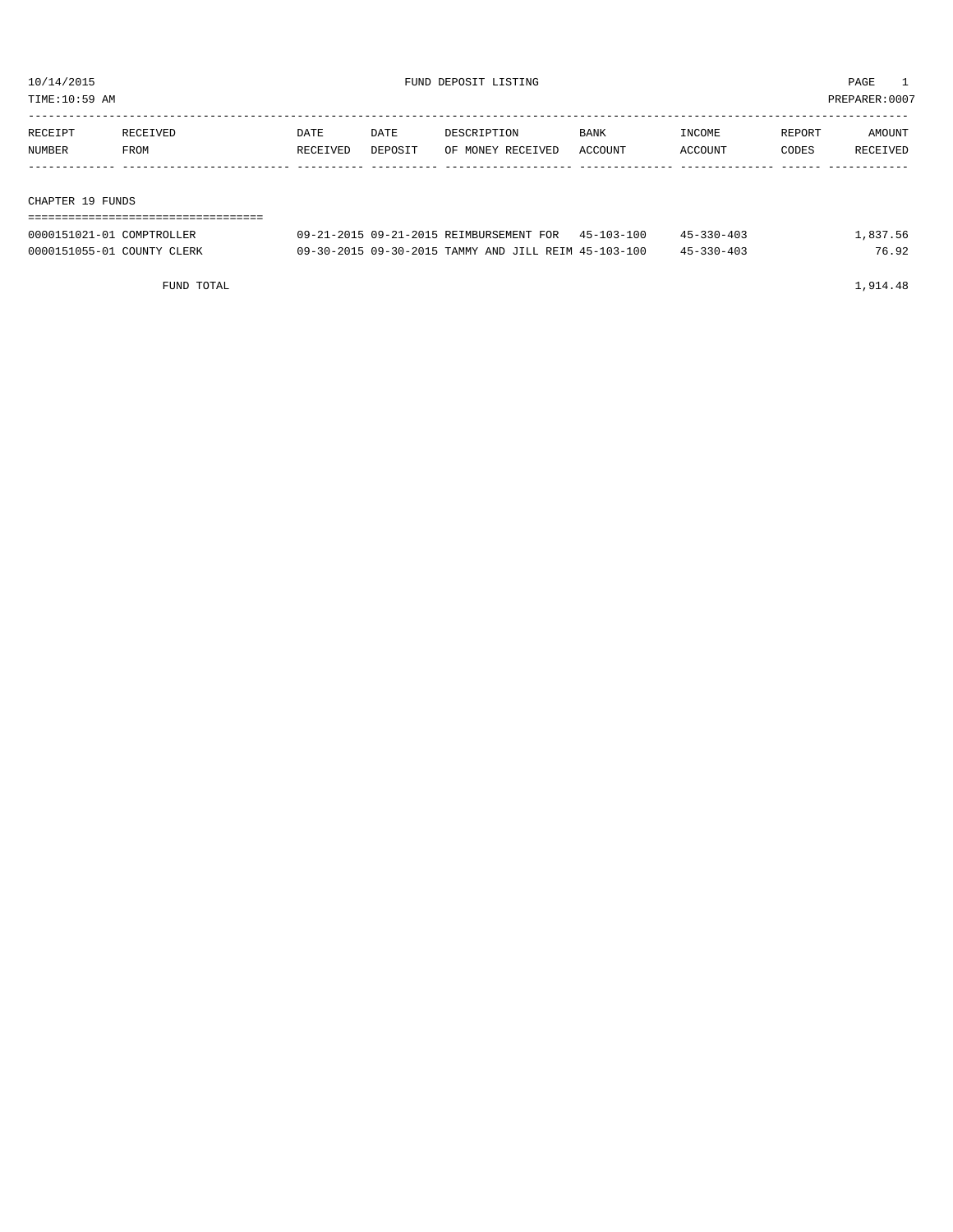10/14/2015 FUND DEPOSIT LISTING PAGE 1

TIME:10:59 AM PREPARER:0007

| RECEIPT NUMBER | RECEIVED FROM | DATE RECEIVED | DATE DEPOSIT | DESCRIPTION OF MONEY RECEIVED | BANK ACCOUNT | INCOME ACCOUNT | REPORT CODES | AMOUNT RECEIVED |
|---|---|---|---|---|---|---|---|---|
| **CHAPTER 19 FUNDS** | | | | | | | | |
| 0000151021-01 | COMPTROLLER | 09-21-2015 | 09-21-2015 | REIMBURSEMENT FOR | 45-103-100 | 45-330-403 | | 1,837.56 |
| 0000151055-01 | COUNTY CLERK | 09-30-2015 | 09-30-2015 | TAMMY AND JILL REIM | 45-103-100 | 45-330-403 | | 76.92 |
| | FUND TOTAL | | | | | | | 1,914.48 |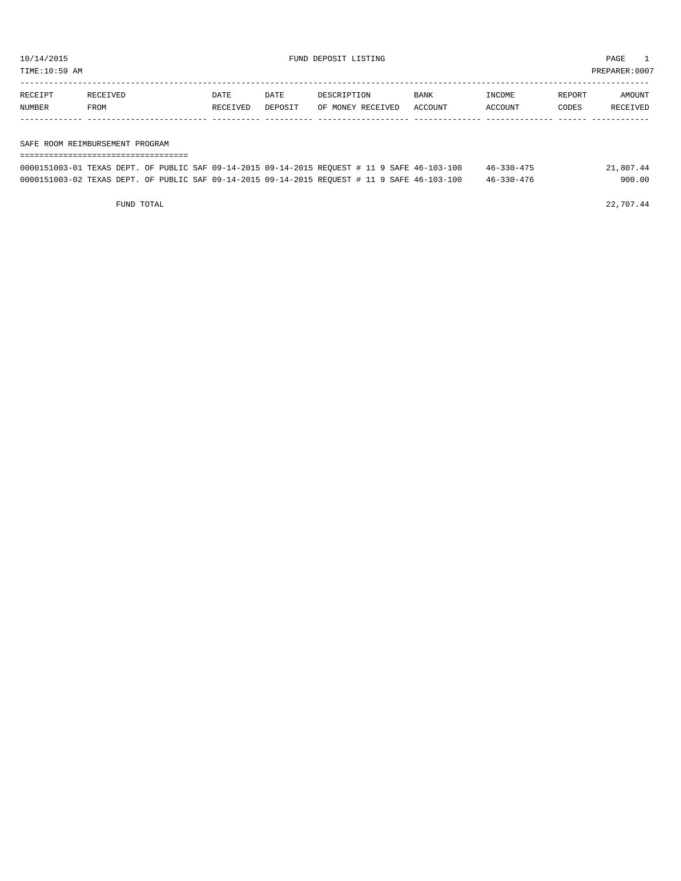10/14/2015 FUND DEPOSIT LISTING

TIME:10:59 AM PREPARER:0007

| RECEIPT NUMBER | RECEIVED FROM | DATE RECEIVED | DATE DEPOSIT | DESCRIPTION OF MONEY RECEIVED | BANK ACCOUNT | INCOME ACCOUNT | REPORT CODES | AMOUNT RECEIVED |
|---|---|---|---|---|---|---|---|---|

SAFE ROOM REIMBURSEMENT PROGRAM

| RECEIPT NUMBER | RECEIVED FROM | DATE RECEIVED | DATE DEPOSIT | DESCRIPTION OF MONEY RECEIVED | BANK ACCOUNT | INCOME ACCOUNT | REPORT CODES | AMOUNT RECEIVED |
|---|---|---|---|---|---|---|---|---|
| 0000151003-01 | TEXAS DEPT. OF PUBLIC SAF | 09-14-2015 | 09-14-2015 | REQUEST # 11 9 SAFE | 46-103-100 | 46-330-475 | | 21,807.44 |
| 0000151003-02 | TEXAS DEPT. OF PUBLIC SAF | 09-14-2015 | 09-14-2015 | REQUEST # 11 9 SAFE | 46-103-100 | 46-330-476 | | 900.00 |
| FUND TOTAL | | | | | | | | 22,707.44 |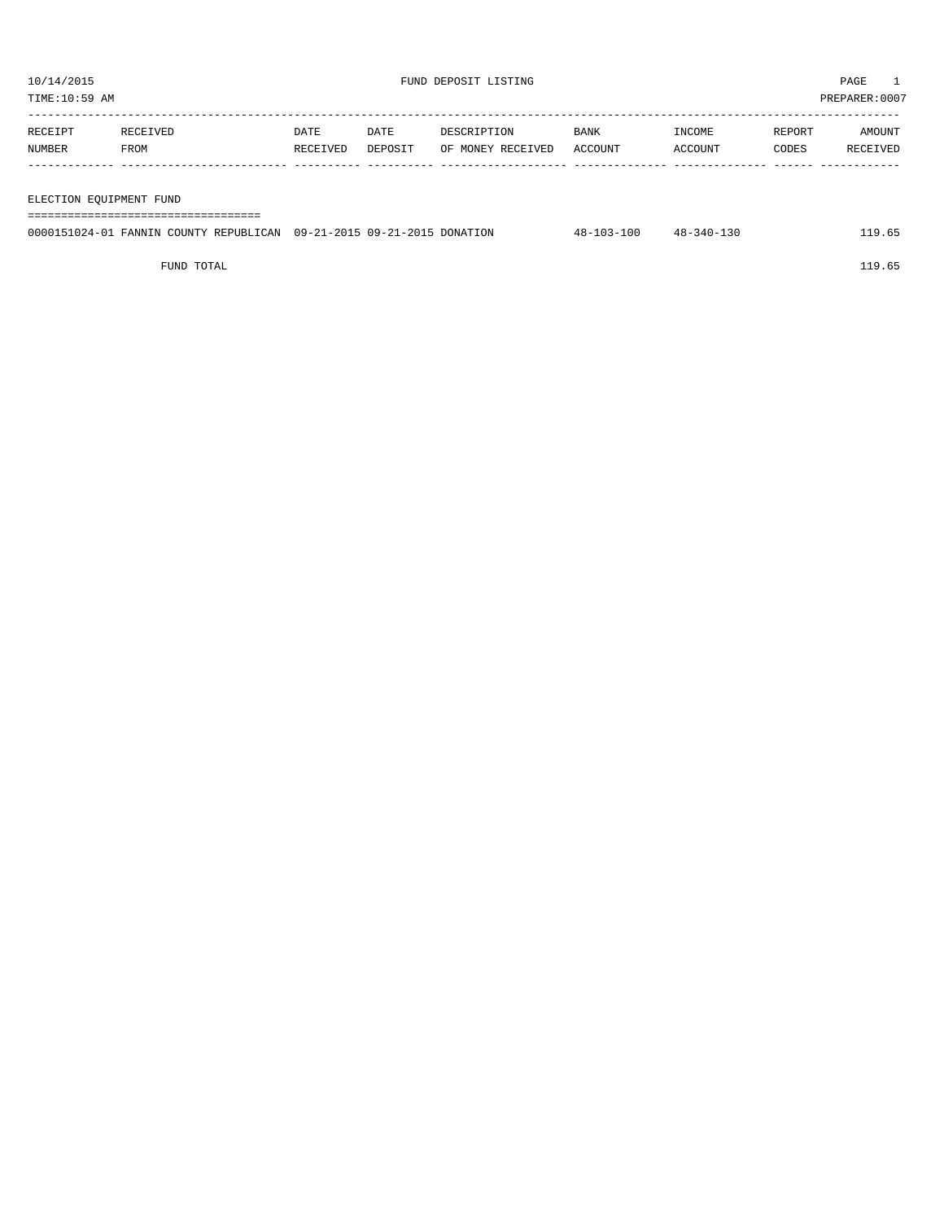10/14/2015 FUND DEPOSIT LISTING PAGE 1

TIME:10:59 AM PREPARER:0007

| RECEIPT NUMBER | RECEIVED FROM | DATE RECEIVED | DATE DEPOSIT | DESCRIPTION OF MONEY RECEIVED | BANK ACCOUNT | INCOME ACCOUNT | REPORT CODES | AMOUNT RECEIVED |
|---|---|---|---|---|---|---|---|---|
| **ELECTION EQUIPMENT FUND** | | | | | | | | |
| 0000151024-01 | FANNIN COUNTY REPUBLICAN | 09-21-2015 | 09-21-2015 | DONATION | 48-103-100 | 48-340-130 | | 119.65 |
| | FUND TOTAL | | | | | | | 119.65 |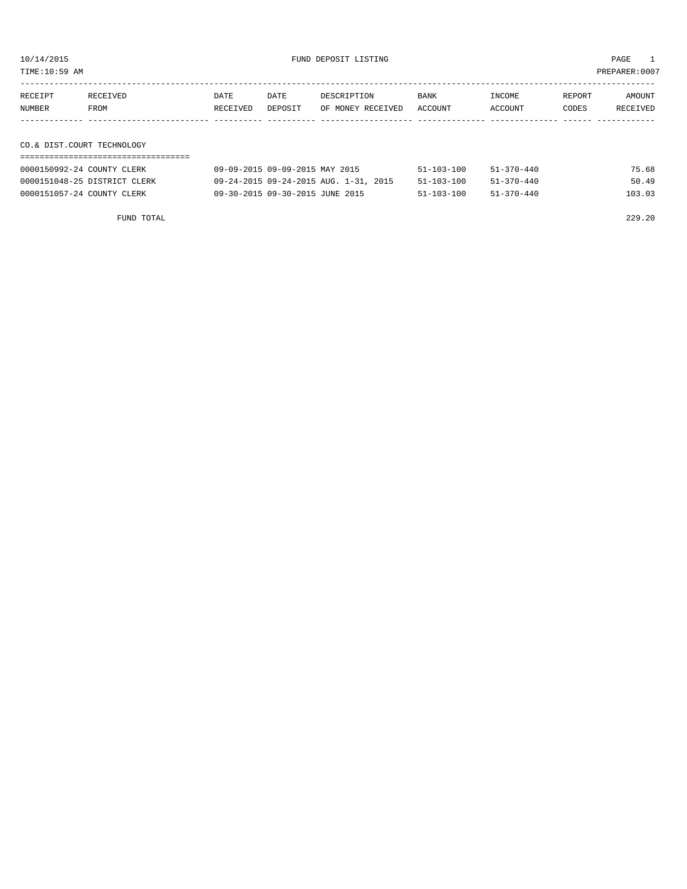10/14/2015 FUND DEPOSIT LISTING PAGE 1

TIME:10:59 AM PREPARER:0007

| RECEIPT NUMBER | RECEIVED FROM | DATE RECEIVED | DATE DEPOSIT | DESCRIPTION OF MONEY RECEIVED | BANK ACCOUNT | INCOME ACCOUNT | REPORT CODES | AMOUNT RECEIVED |
|---|---|---|---|---|---|---|---|---|
| **CO.& DIST.COURT TECHNOLOGY** | | | | | | | | |
| 0000150992-24 | COUNTY CLERK | 09-09-2015 | 09-09-2015 | MAY 2015 | 51-103-100 | 51-370-440 | | 75.68 |
| 0000151048-25 | DISTRICT CLERK | 09-24-2015 | 09-24-2015 | AUG. 1-31, 2015 | 51-103-100 | 51-370-440 | | 50.49 |
| 0000151057-24 | COUNTY CLERK | 09-30-2015 | 09-30-2015 | JUNE 2015 | 51-103-100 | 51-370-440 | | 103.03 |
| | FUND TOTAL | | | | | | | 229.20 |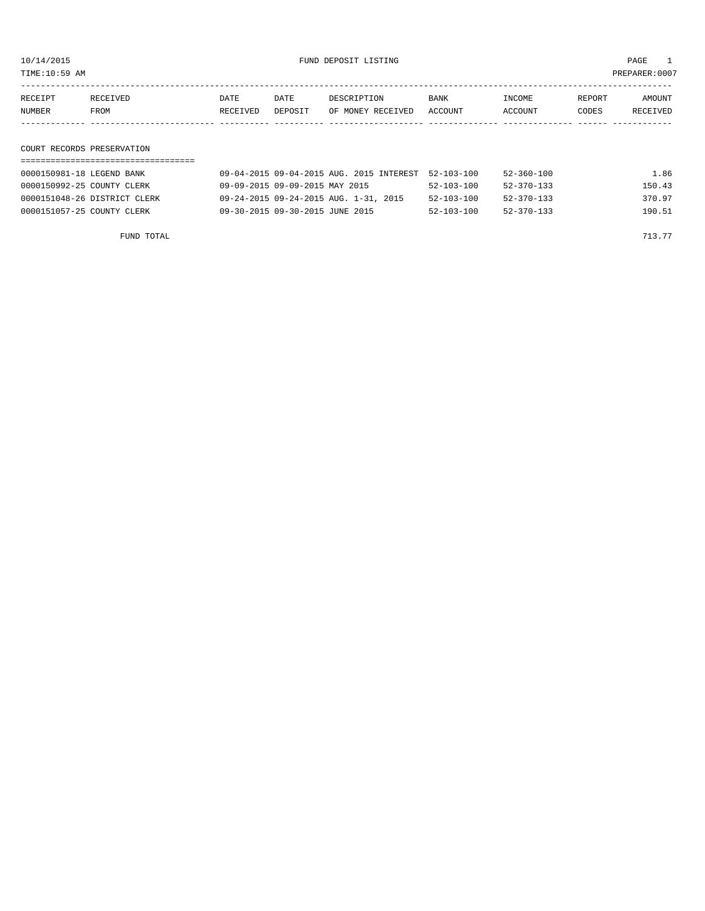# FUND DEPOSIT LISTING

TIME:10:59 AM

PREPARER:0007

## COURT RECORDS PRESERVATION

| RECEIPT NUMBER | RECEIVED FROM | DATE RECEIVED | DATE DEPOSIT | DESCRIPTION OF MONEY RECEIVED | BANK ACCOUNT | INCOME ACCOUNT | REPORT CODES | AMOUNT RECEIVED |
|---|---|---|---|---|---|---|---|---|
| 0000150981-18 | LEGEND BANK | 09-04-2015 | 09-04-2015 | AUG. 2015 INTEREST | 52-103-100 | 52-360-100 | | 1.86 |
| 0000150992-25 | COUNTY CLERK | 09-09-2015 | 09-09-2015 | MAY 2015 | 52-103-100 | 52-370-133 | | 150.43 |
| 0000151048-26 | DISTRICT CLERK | 09-24-2015 | 09-24-2015 | AUG. 1-31, 2015 | 52-103-100 | 52-370-133 | | 370.97 |
| 0000151057-25 | COUNTY CLERK | 09-30-2015 | 09-30-2015 | JUNE 2015 | 52-103-100 | 52-370-133 | | 190.51 |
| | FUND TOTAL | | | | | | | 713.77 |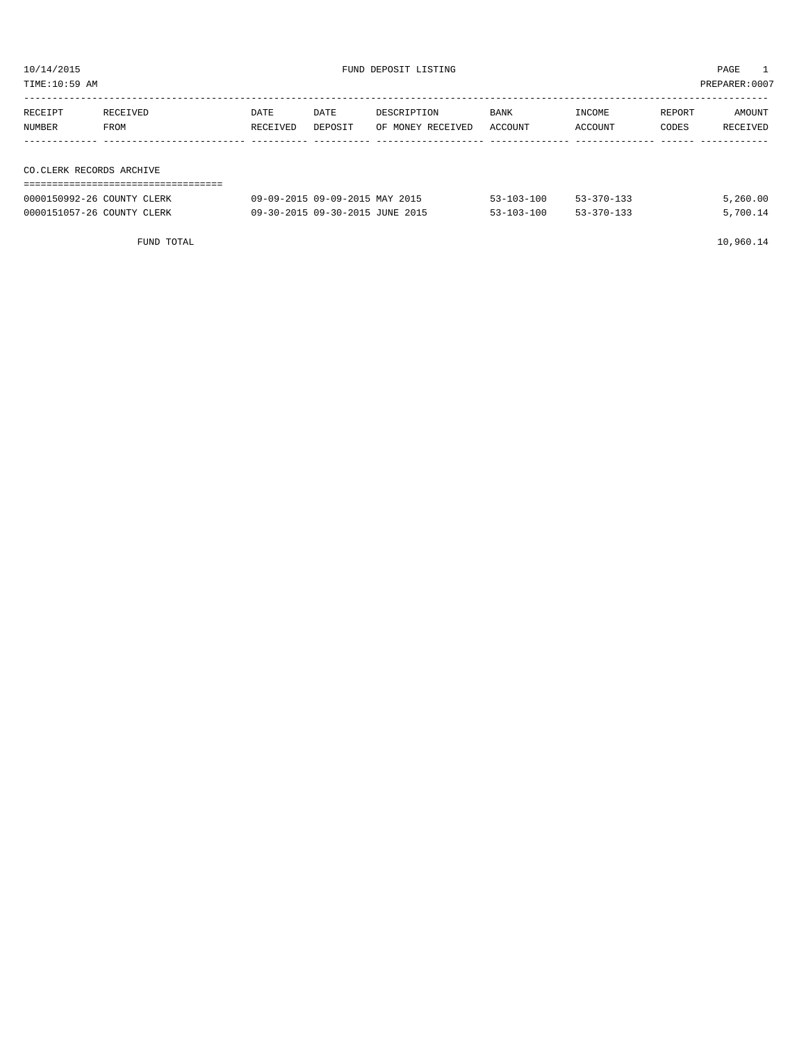10/14/2015 FUND DEPOSIT LISTING

TIME:10:59 AM PREPARER:0007

| RECEIPT NUMBER | RECEIVED FROM | DATE RECEIVED | DATE DEPOSIT | DESCRIPTION OF MONEY RECEIVED | BANK ACCOUNT | INCOME ACCOUNT | REPORT CODES | AMOUNT RECEIVED |
|---|---|---|---|---|---|---|---|---|
| **CO.CLERK RECORDS ARCHIVE** | | | | | | | | |
| 0000150992-26 | COUNTY CLERK | 09-09-2015 | 09-09-2015 | MAY 2015 | 53-103-100 | 53-370-133 | | 5,260.00 |
| 0000151057-26 | COUNTY CLERK | 09-30-2015 | 09-30-2015 | JUNE 2015 | 53-103-100 | 53-370-133 | | 5,700.14 |
| | FUND TOTAL | | | | | | | 10,960.14 |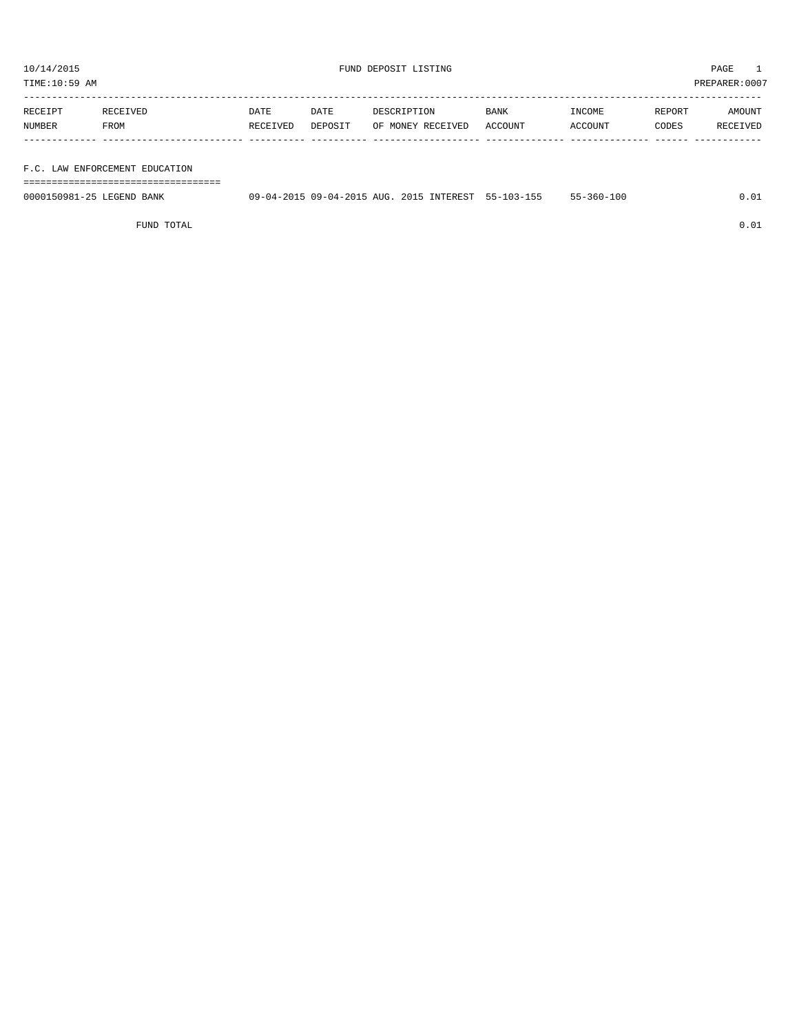10/14/2015 FUND DEPOSIT LISTING

TIME:10:59 AM PREPARER:0007

| RECEIPT NUMBER | RECEIVED FROM | DATE RECEIVED | DATE DEPOSIT | DESCRIPTION OF MONEY RECEIVED | BANK ACCOUNT | INCOME ACCOUNT | REPORT CODES | AMOUNT RECEIVED |
|---|---|---|---|---|---|---|---|---|
| **F.C. LAW ENFORCEMENT EDUCATION** | | | | | | | | |
| 0000150981-25 | LEGEND BANK | 09-04-2015 | 09-04-2015 | AUG. 2015 INTEREST | 55-103-155 | 55-360-100 | | 0.01 |
| | FUND TOTAL | | | | | | | 0.01 |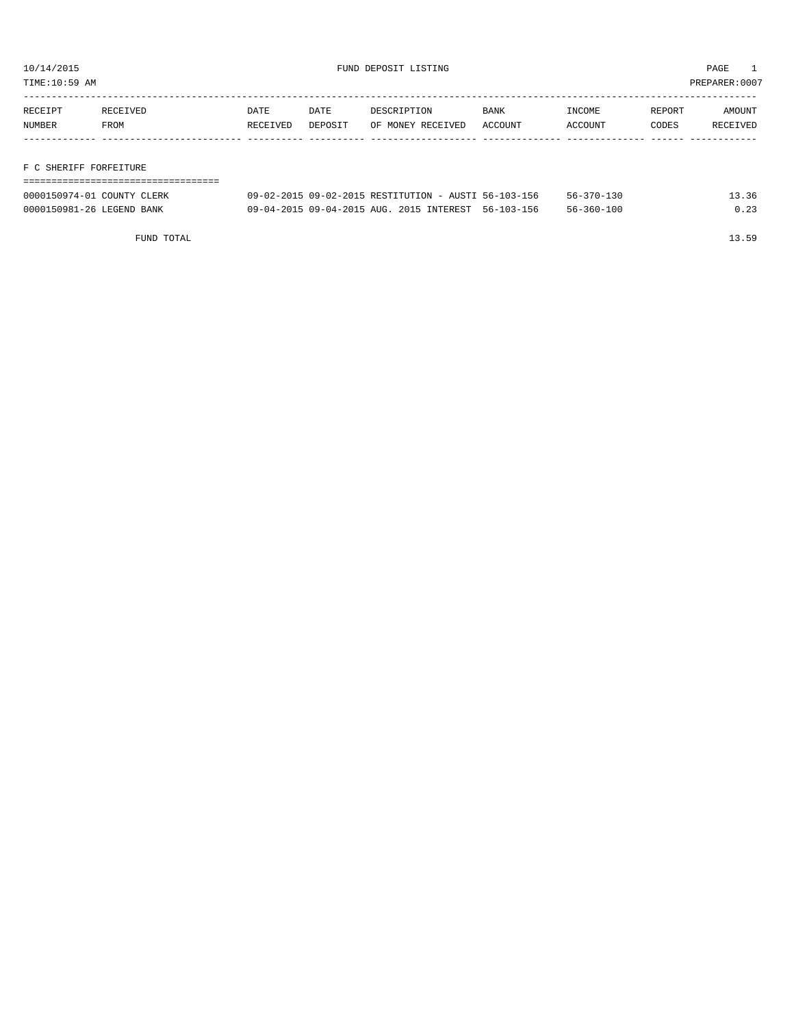10/14/2015 FUND DEPOSIT LISTING

TIME:10:59 AM PREPARER:0007

| RECEIPT NUMBER | RECEIVED FROM | DATE RECEIVED | DATE DEPOSIT | DESCRIPTION OF MONEY RECEIVED | BANK ACCOUNT | INCOME ACCOUNT | REPORT CODES | AMOUNT RECEIVED |
|---|---|---|---|---|---|---|---|---|

## F C SHERIFF FORFEITURE

| RECEIPT NUMBER | RECEIVED FROM | DATE RECEIVED | DATE DEPOSIT | DESCRIPTION OF MONEY RECEIVED | BANK ACCOUNT | INCOME ACCOUNT | REPORT CODES | AMOUNT RECEIVED |
|---|---|---|---|---|---|---|---|---|
| 0000150974-01 | COUNTY CLERK | 09-02-2015 | 09-02-2015 | RESTITUTION - AUSTI | 56-103-156 | 56-370-130 | | 13.36 |
| 0000150981-26 | LEGEND BANK | 09-04-2015 | 09-04-2015 | AUG. 2015 INTEREST | 56-103-156 | 56-360-100 | | 0.23 |
| | FUND TOTAL | | | | | | | 13.59 |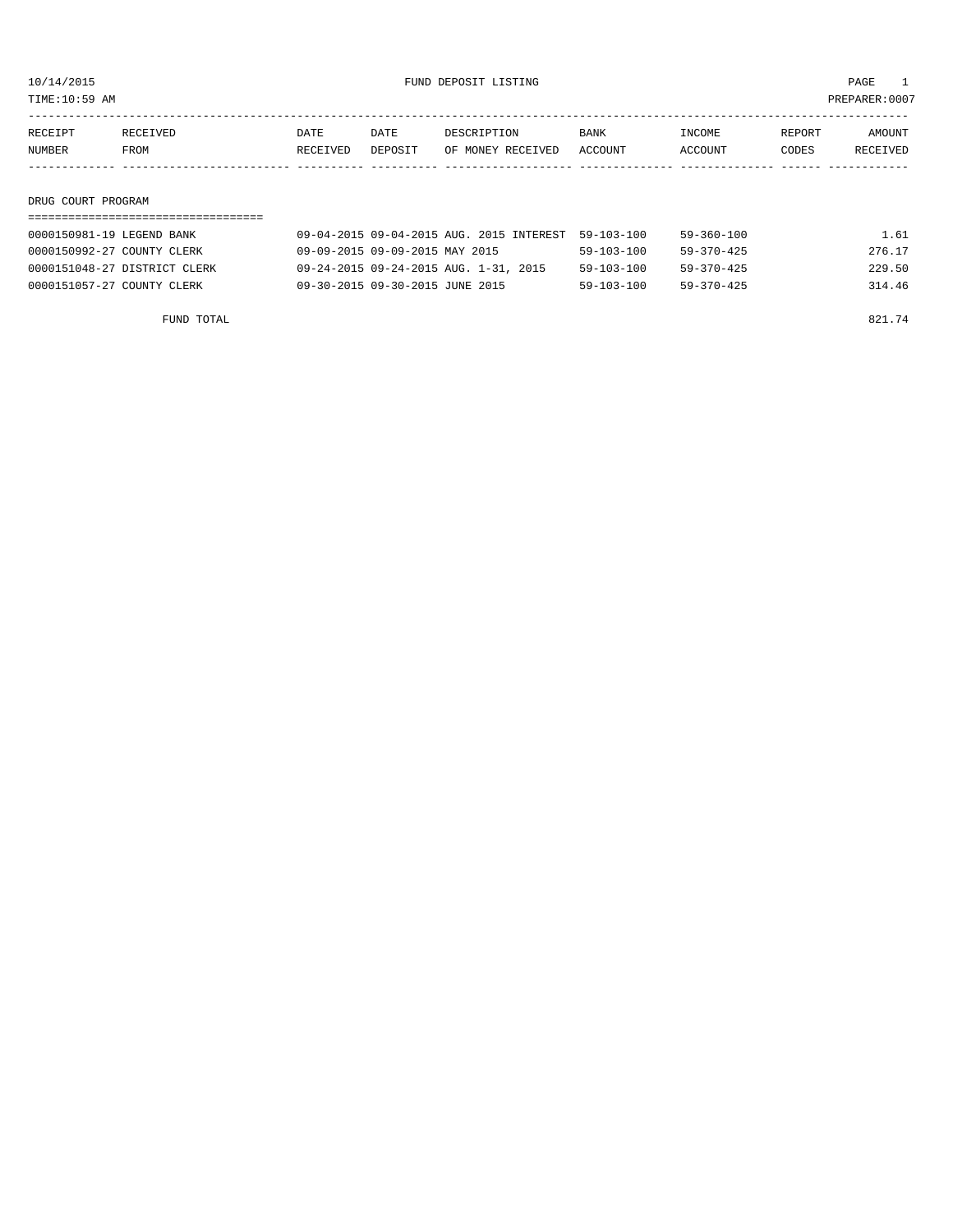10/14/2015 FUND DEPOSIT LISTING

TIME:10:59 AM PREPARER:0007

| RECEIPT NUMBER | RECEIVED FROM | DATE RECEIVED | DATE DEPOSIT | DESCRIPTION OF MONEY RECEIVED | BANK ACCOUNT | INCOME ACCOUNT | REPORT CODES | AMOUNT RECEIVED |
|---|---|---|---|---|---|---|---|---|

## DRUG COURT PROGRAM

| RECEIPT NUMBER | RECEIVED FROM | DATE RECEIVED | DATE DEPOSIT | DESCRIPTION OF MONEY RECEIVED | BANK ACCOUNT | INCOME ACCOUNT | REPORT CODES | AMOUNT RECEIVED |
|---|---|---|---|---|---|---|---|---|
| 0000150981-19 | LEGEND BANK | 09-04-2015 | 09-04-2015 | AUG. 2015 INTEREST | 59-103-100 | 59-360-100 | | 1.61 |
| 0000150992-27 | COUNTY CLERK | 09-09-2015 | 09-09-2015 | MAY 2015 | 59-103-100 | 59-370-425 | | 276.17 |
| 0000151048-27 | DISTRICT CLERK | 09-24-2015 | 09-24-2015 | AUG. 1-31, 2015 | 59-103-100 | 59-370-425 | | 229.50 |
| 0000151057-27 | COUNTY CLERK | 09-30-2015 | 09-30-2015 | JUNE 2015 | 59-103-100 | 59-370-425 | | 314.46 |
| | FUND TOTAL | | | | | | | 821.74 |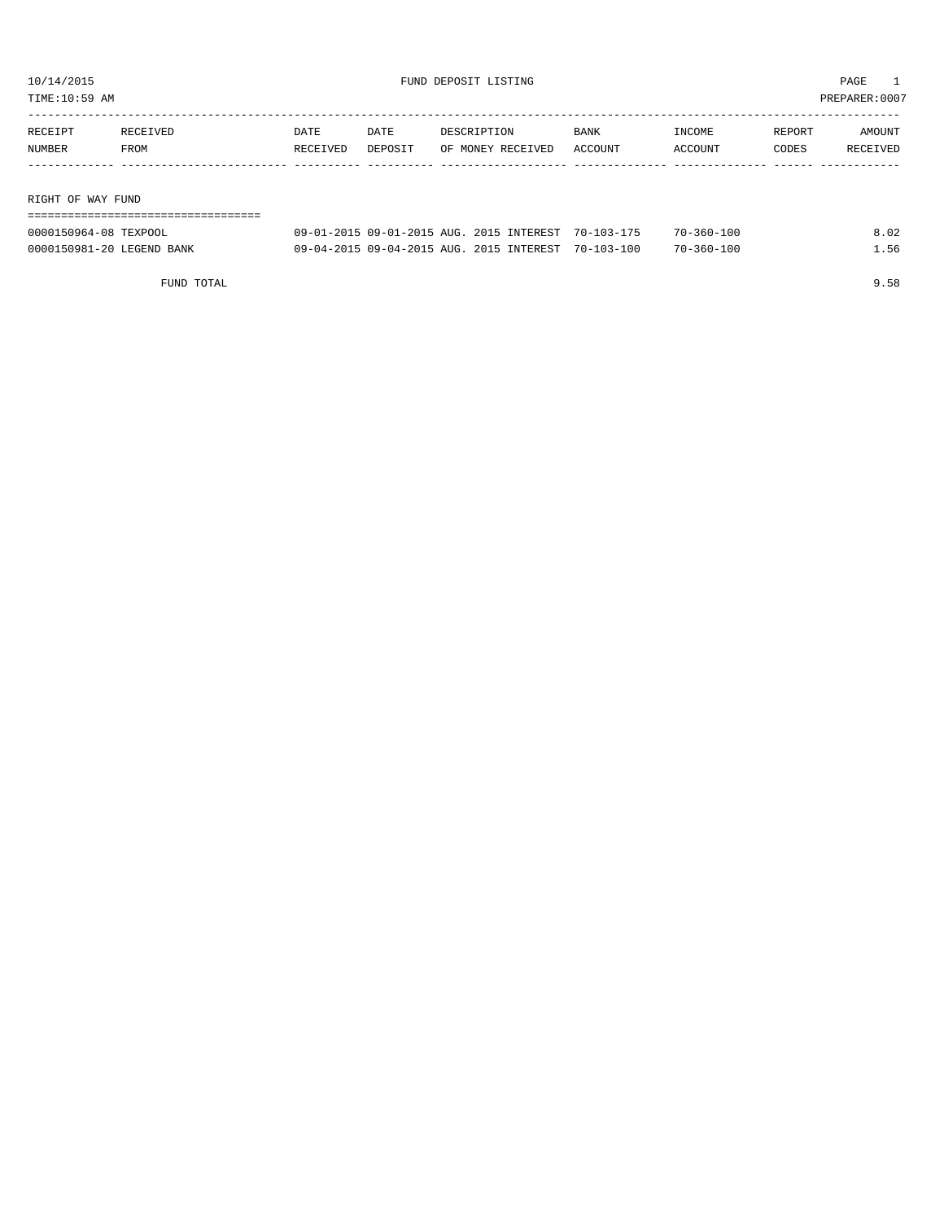10/14/2015 FUND DEPOSIT LISTING PAGE 1

TIME:10:59 AM PREPARER:0007

| RECEIPT NUMBER | RECEIVED FROM | DATE RECEIVED | DATE DEPOSIT | DESCRIPTION OF MONEY RECEIVED | BANK ACCOUNT | INCOME ACCOUNT | REPORT CODES | AMOUNT RECEIVED |
|---|---|---|---|---|---|---|---|---|
| **RIGHT OF WAY FUND** | | | | | | | | |
| 0000150964-08 | TEXPOOL | 09-01-2015 | 09-01-2015 | AUG. 2015 INTEREST | 70-103-175 | 70-360-100 | | 8.02 |
| 0000150981-20 | LEGEND BANK | 09-04-2015 | 09-04-2015 | AUG. 2015 INTEREST | 70-103-100 | 70-360-100 | | 1.56 |
| | FUND TOTAL | | | | | | | 9.58 |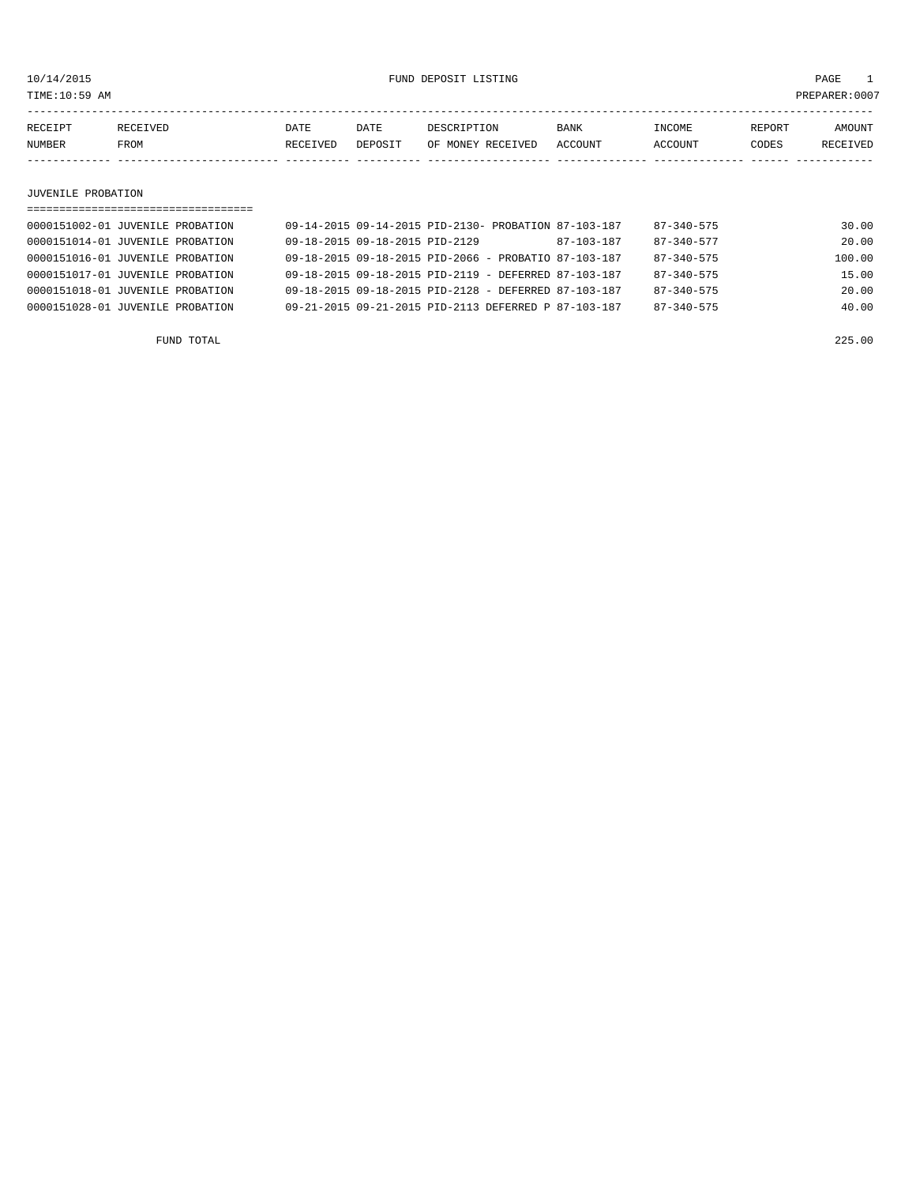10/14/2015 FUND DEPOSIT LISTING

TIME:10:59 AM PREPARER:0007

| RECEIPT NUMBER | RECEIVED FROM | DATE RECEIVED | DATE DEPOSIT | DESCRIPTION OF MONEY RECEIVED | BANK ACCOUNT | INCOME ACCOUNT | REPORT CODES | AMOUNT RECEIVED |
|---|---|---|---|---|---|---|---|---|

## JUVENILE PROBATION

| RECEIPT NUMBER | RECEIVED FROM | DATE RECEIVED | DATE DEPOSIT | DESCRIPTION OF MONEY RECEIVED | BANK ACCOUNT | INCOME ACCOUNT | REPORT CODES | AMOUNT RECEIVED |
|---|---|---|---|---|---|---|---|---|
| 0000151002-01 | JUVENILE PROBATION | 09-14-2015 | 09-14-2015 | PID-2130- PROBATION | 87-103-187 | 87-340-575 | | 30.00 |
| 0000151014-01 | JUVENILE PROBATION | 09-18-2015 | 09-18-2015 | PID-2129 | 87-103-187 | 87-340-577 | | 20.00 |
| 0000151016-01 | JUVENILE PROBATION | 09-18-2015 | 09-18-2015 | PID-2066 - PROBATIO | 87-103-187 | 87-340-575 | | 100.00 |
| 0000151017-01 | JUVENILE PROBATION | 09-18-2015 | 09-18-2015 | PID-2119 - DEFERRED | 87-103-187 | 87-340-575 | | 15.00 |
| 0000151018-01 | JUVENILE PROBATION | 09-18-2015 | 09-18-2015 | PID-2128 - DEFERRED | 87-103-187 | 87-340-575 | | 20.00 |
| 0000151028-01 | JUVENILE PROBATION | 09-21-2015 | 09-21-2015 | PID-2113 DEFERRED P | 87-103-187 | 87-340-575 | | 40.00 |

FUND TOTAL 225.00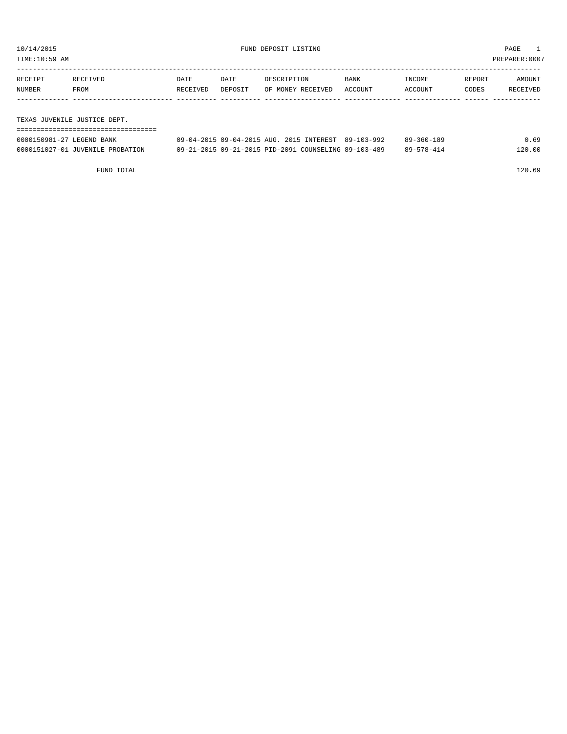10/14/2015 FUND DEPOSIT LISTING PAGE 1

TIME:10:59 AM PREPARER:0007

| RECEIPT NUMBER | RECEIVED FROM | DATE RECEIVED | DATE DEPOSIT | DESCRIPTION OF MONEY RECEIVED | BANK ACCOUNT | INCOME ACCOUNT | REPORT CODES | AMOUNT RECEIVED |
|---|---|---|---|---|---|---|---|---|
| **TEXAS JUVENILE JUSTICE DEPT.** | | | | | | | | |
| 0000150981-27 | LEGEND BANK | 09-04-2015 | 09-04-2015 | AUG. 2015 INTEREST | 89-103-992 | 89-360-189 | | 0.69 |
| 0000151027-01 | JUVENILE PROBATION | 09-21-2015 | 09-21-2015 | PID-2091 COUNSELING | 89-103-489 | 89-578-414 | | 120.00 |
| | FUND TOTAL | | | | | | | 120.69 |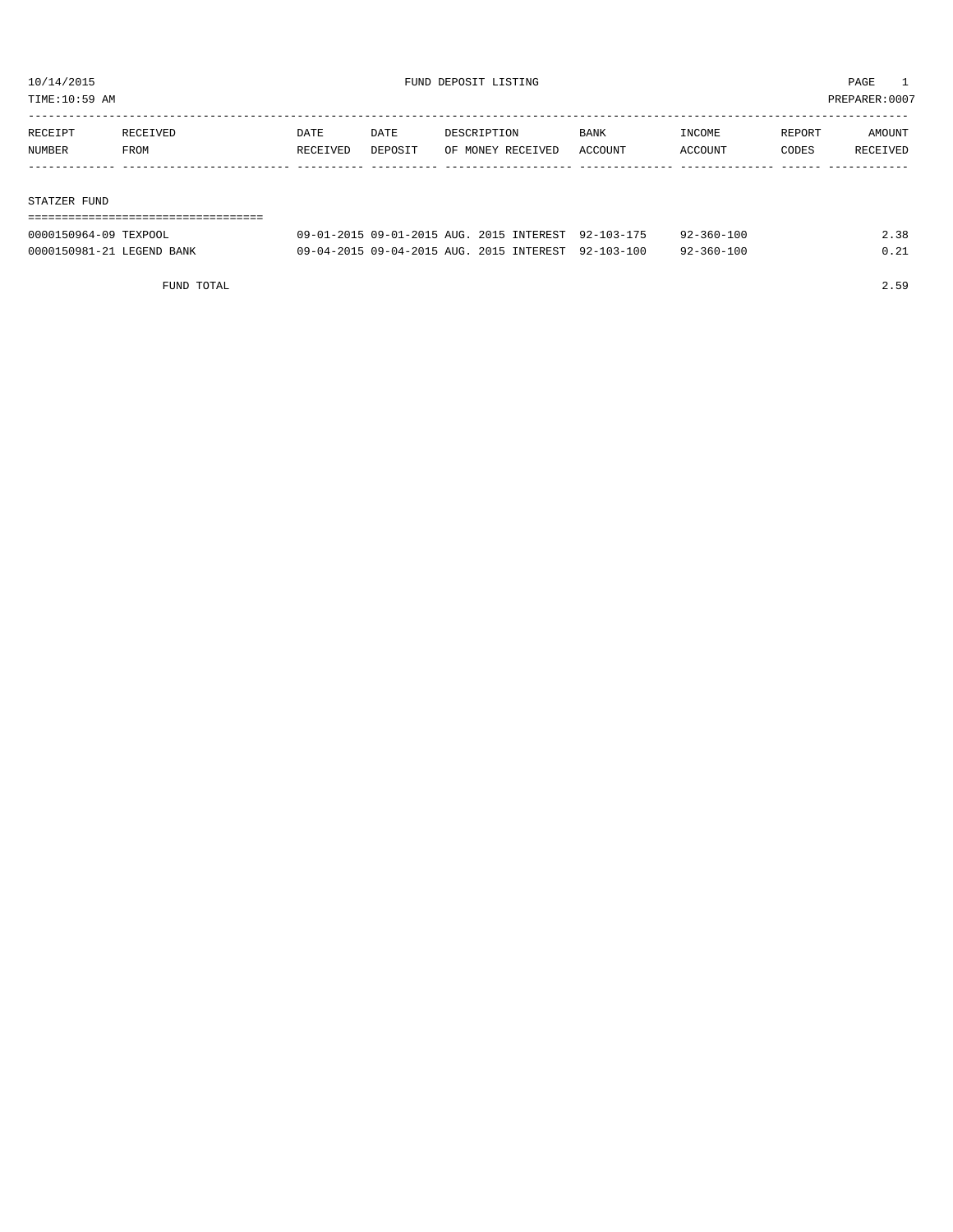10/14/2015 FUND DEPOSIT LISTING PAGE 1

TIME:10:59 AM PREPARER:0007

| RECEIPT NUMBER | RECEIVED FROM | DATE RECEIVED | DATE DEPOSIT | DESCRIPTION OF MONEY RECEIVED | BANK ACCOUNT | INCOME ACCOUNT | REPORT CODES | AMOUNT RECEIVED |
|---|---|---|---|---|---|---|---|---|
| **STATZER FUND** | | | | | | | | |
| 0000150964-09 | TEXPOOL | 09-01-2015 | 09-01-2015 | AUG. 2015 INTEREST | 92-103-175 | 92-360-100 | | 2.38 |
| 0000150981-21 | LEGEND BANK | 09-04-2015 | 09-04-2015 | AUG. 2015 INTEREST | 92-103-100 | 92-360-100 | | 0.21 |
| | FUND TOTAL | | | | | | | 2.59 |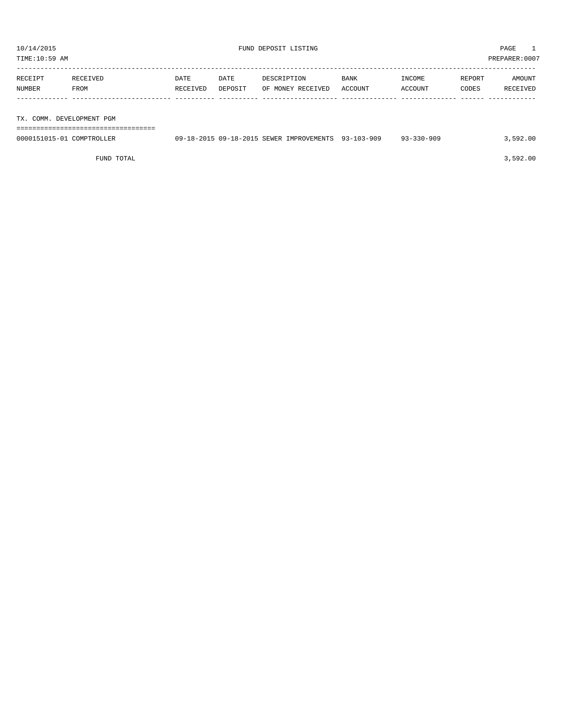10/14/2015 FUND DEPOSIT LISTING

TIME:10:59 AM PREPARER:0007

| RECEIPT NUMBER | RECEIVED FROM | DATE RECEIVED | DATE DEPOSIT | DESCRIPTION OF MONEY RECEIVED | BANK ACCOUNT | INCOME ACCOUNT | REPORT CODES | AMOUNT RECEIVED |
|---|---|---|---|---|---|---|---|---|
| **TX. COMM. DEVELOPMENT PGM** | | | | | | | | |
| 0000151015-01 | COMPTROLLER | 09-18-2015 | 09-18-2015 | SEWER IMPROVEMENTS | 93-103-909 | 93-330-909 | | 3,592.00 |
| | FUND TOTAL | | | | | | | 3,592.00 |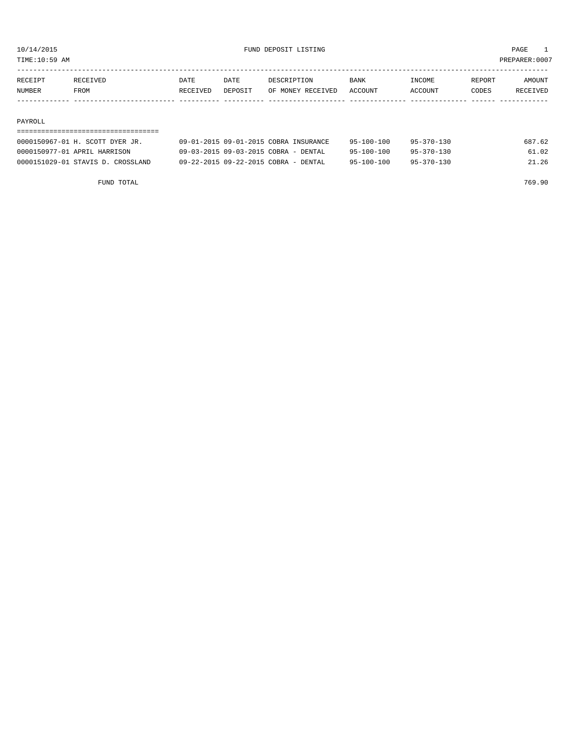10/14/2015 FUND DEPOSIT LISTING

TIME:10:59 AM PREPARER:0007

| RECEIPT NUMBER | RECEIVED FROM | DATE RECEIVED | DATE DEPOSIT | DESCRIPTION OF MONEY RECEIVED | BANK ACCOUNT | INCOME ACCOUNT | REPORT CODES | AMOUNT RECEIVED |
|---|---|---|---|---|---|---|---|---|
| **PAYROLL** | | | | | | | | |
| 0000150967-01 | H. SCOTT DYER JR. | 09-01-2015 | 09-01-2015 | COBRA INSURANCE | 95-100-100 | 95-370-130 | | 687.62 |
| 0000150977-01 | APRIL HARRISON | 09-03-2015 | 09-03-2015 | COBRA - DENTAL | 95-100-100 | 95-370-130 | | 61.02 |
| 0000151029-01 | STAVIS D. CROSSLAND | 09-22-2015 | 09-22-2015 | COBRA - DENTAL | 95-100-100 | 95-370-130 | | 21.26 |
| | FUND TOTAL | | | | | | | 769.90 |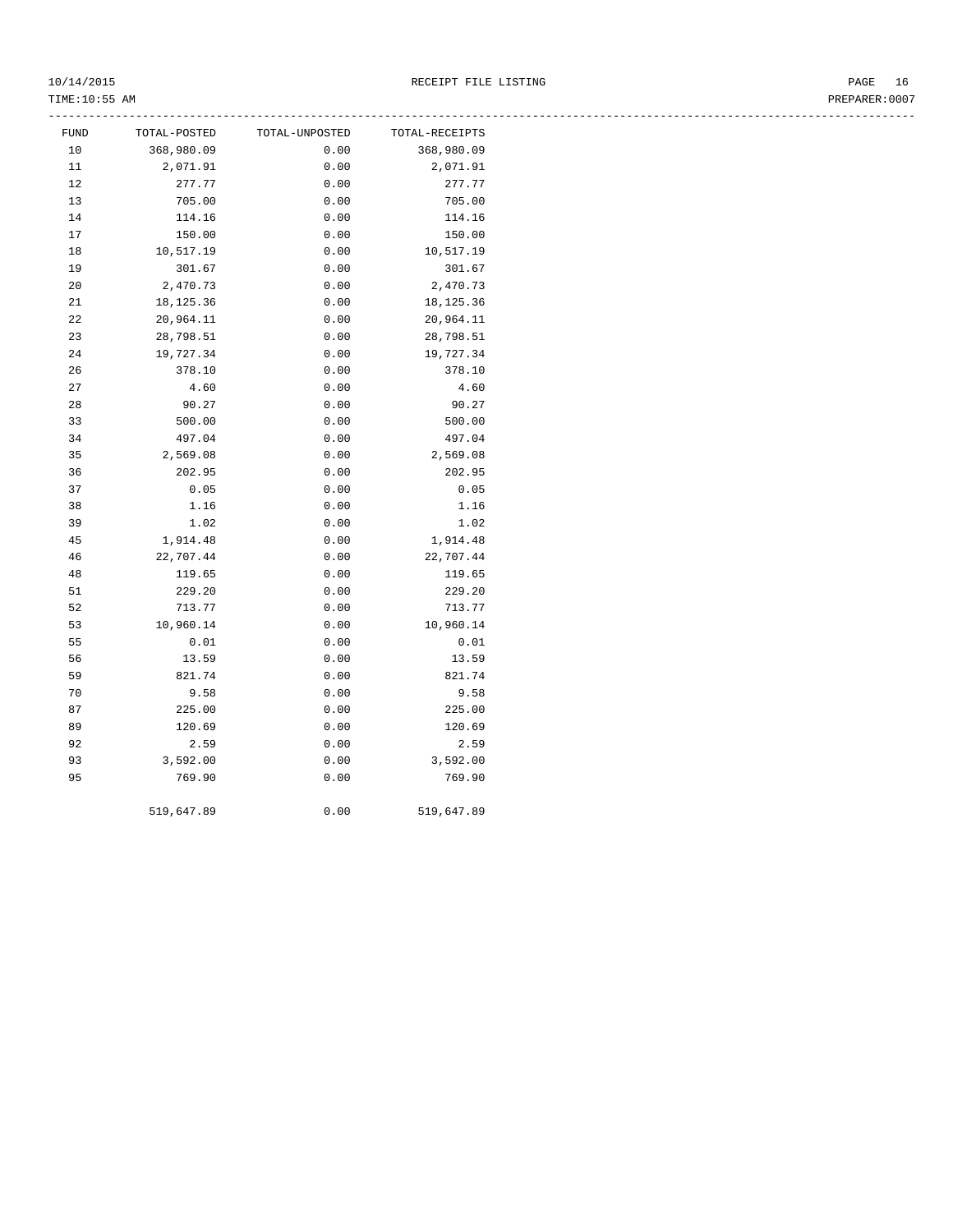10/14/2015 RECEIPT FILE LISTING

TIME:10:55 AM PREPARER:0007

| FUND | TOTAL-POSTED | TOTAL-UNPOSTED | TOTAL-RECEIPTS |
|---|---|---|---|
| 10 | 368,980.09 | 0.00 | 368,980.09 |
| 11 | 2,071.91 | 0.00 | 2,071.91 |
| 12 | 277.77 | 0.00 | 277.77 |
| 13 | 705.00 | 0.00 | 705.00 |
| 14 | 114.16 | 0.00 | 114.16 |
| 17 | 150.00 | 0.00 | 150.00 |
| 18 | 10,517.19 | 0.00 | 10,517.19 |
| 19 | 301.67 | 0.00 | 301.67 |
| 20 | 2,470.73 | 0.00 | 2,470.73 |
| 21 | 18,125.36 | 0.00 | 18,125.36 |
| 22 | 20,964.11 | 0.00 | 20,964.11 |
| 23 | 28,798.51 | 0.00 | 28,798.51 |
| 24 | 19,727.34 | 0.00 | 19,727.34 |
| 26 | 378.10 | 0.00 | 378.10 |
| 27 | 4.60 | 0.00 | 4.60 |
| 28 | 90.27 | 0.00 | 90.27 |
| 33 | 500.00 | 0.00 | 500.00 |
| 34 | 497.04 | 0.00 | 497.04 |
| 35 | 2,569.08 | 0.00 | 2,569.08 |
| 36 | 202.95 | 0.00 | 202.95 |
| 37 | 0.05 | 0.00 | 0.05 |
| 38 | 1.16 | 0.00 | 1.16 |
| 39 | 1.02 | 0.00 | 1.02 |
| 45 | 1,914.48 | 0.00 | 1,914.48 |
| 46 | 22,707.44 | 0.00 | 22,707.44 |
| 48 | 119.65 | 0.00 | 119.65 |
| 51 | 229.20 | 0.00 | 229.20 |
| 52 | 713.77 | 0.00 | 713.77 |
| 53 | 10,960.14 | 0.00 | 10,960.14 |
| 55 | 0.01 | 0.00 | 0.01 |
| 56 | 13.59 | 0.00 | 13.59 |
| 59 | 821.74 | 0.00 | 821.74 |
| 70 | 9.58 | 0.00 | 9.58 |
| 87 | 225.00 | 0.00 | 225.00 |
| 89 | 120.69 | 0.00 | 120.69 |
| 92 | 2.59 | 0.00 | 2.59 |
| 93 | 3,592.00 | 0.00 | 3,592.00 |
| 95 | 769.90 | 0.00 | 769.90 |
| | 519,647.89 | 0.00 | 519,647.89 |